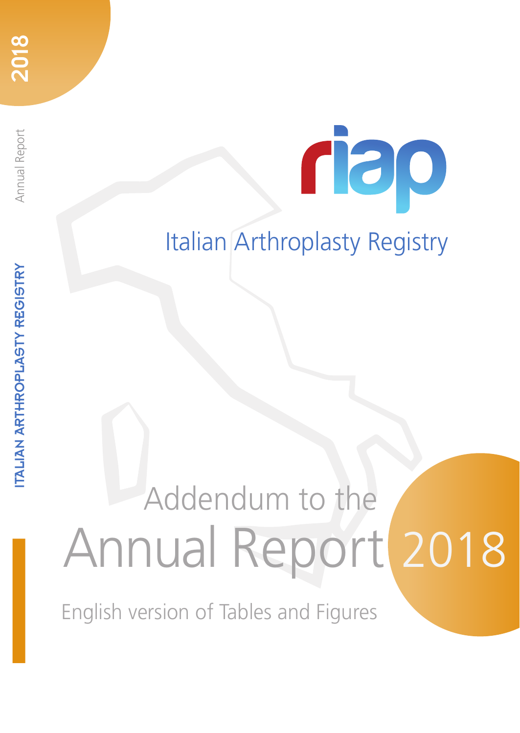2018

Annual Report

ITALIAN ARTHROPLASTY REGISTRY

riap

Italian Arthroplasty Registry

# Addendum to the Annual Report 2018

English version of Tables and Figures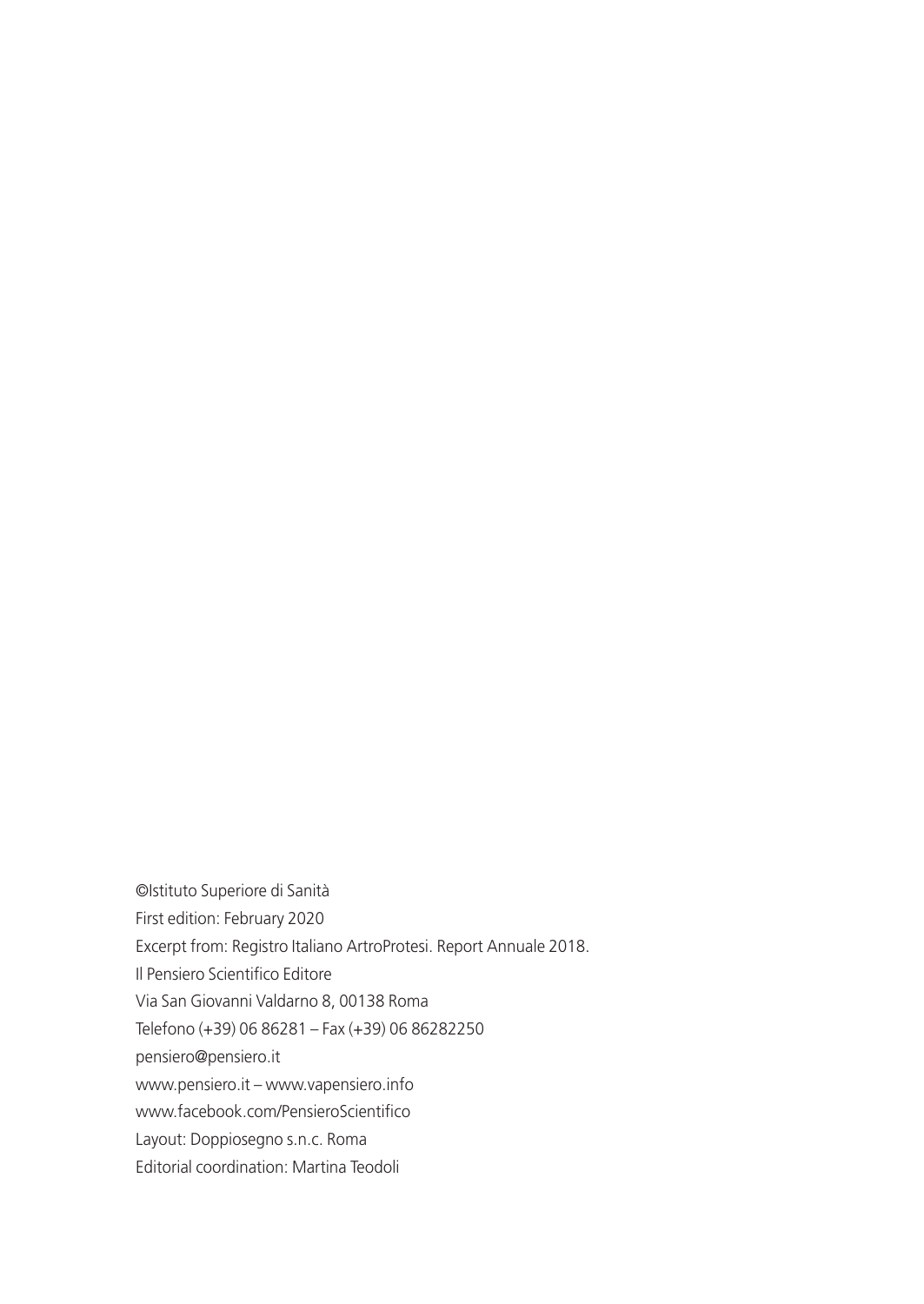©Istituto Superiore di Sanità

First edition: February 2020

Excerpt from: Registro Italiano ArtroProtesi. Report Annuale 2018.

Il Pensiero Scientifico Editore

Via San Giovanni Valdarno 8, 00138 Roma

Telefono (+39) 06 86281 – Fax (+39) 06 86282250

pensiero@pensiero.it

www.pensiero.it – www.vapensiero.info

www.facebook.com/PensieroScientifico

Layout: Doppiosegno s.n.c. Roma

Editorial coordination: Martina Teodoli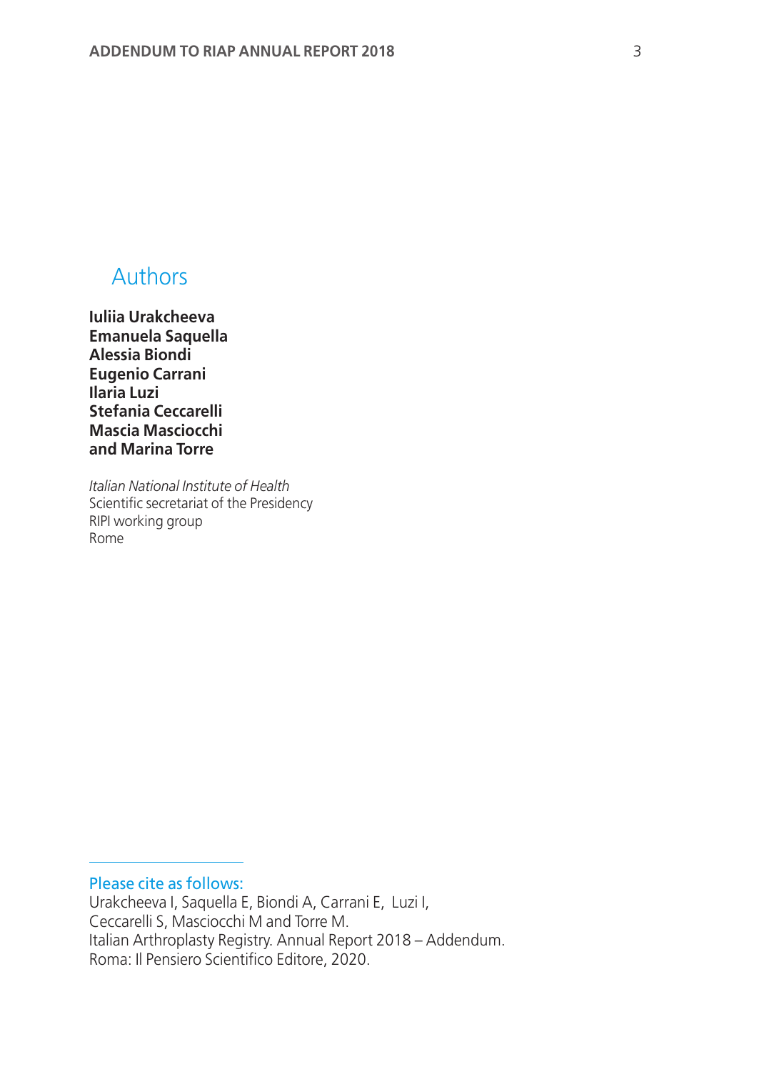# Authors

**Iuliia Urakcheeva**
**Emanuela Saquella**
**Alessia Biondi**
**Eugenio Carrani**
**Ilaria Luzi**
**Stefania Ceccarelli**
**Mascia Masciocchi**
**and Marina Torre**

*Italian National Institute of Health*
Scientific secretariat of the Presidency
RIPI working group
Rome

Please cite as follows:
Urakcheeva I, Saquella E, Biondi A, Carrani E, Luzi I,
Ceccarelli S, Masciocchi M and Torre M.
Italian Arthroplasty Registry. Annual Report 2018 – Addendum.
Roma: Il Pensiero Scientifico Editore, 2020.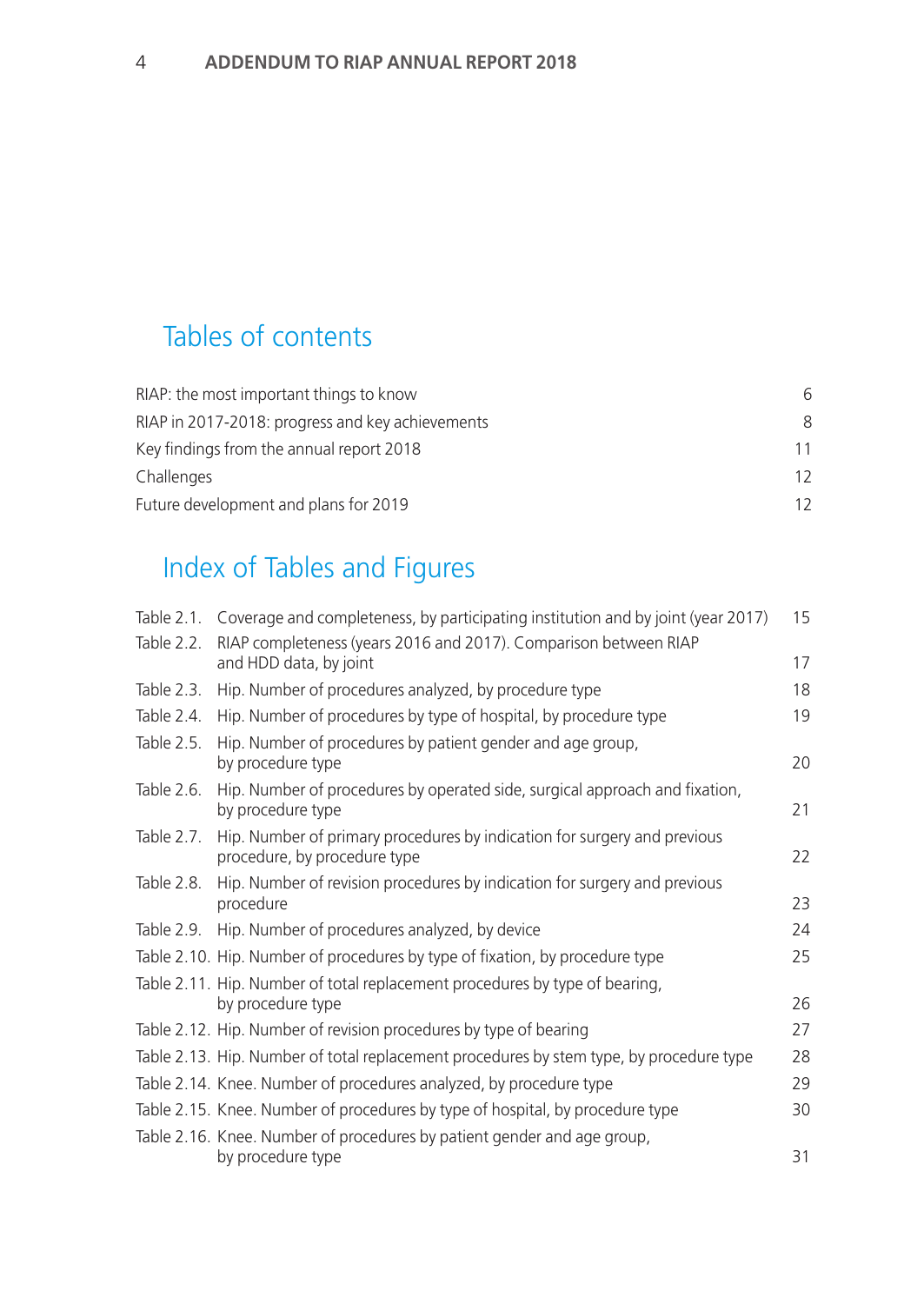## Tables of contents

| | |
|---|---|
| RIAP: the most important things to know | 6 |
| RIAP in 2017-2018: progress and key achievements | 8 |
| Key findings from the annual report 2018 | 11 |
| Challenges | 12 |
| Future development and plans for 2019 | 12 |

## Index of Tables and Figures

| | | |
|---|---|---|
| Table 2.1. | Coverage and completeness, by participating institution and by joint (year 2017) | 15 |
| Table 2.2. | RIAP completeness (years 2016 and 2017). Comparison between RIAP and HDD data, by joint | 17 |
| Table 2.3. | Hip. Number of procedures analyzed, by procedure type | 18 |
| Table 2.4. | Hip. Number of procedures by type of hospital, by procedure type | 19 |
| Table 2.5. | Hip. Number of procedures by patient gender and age group, by procedure type | 20 |
| Table 2.6. | Hip. Number of procedures by operated side, surgical approach and fixation, by procedure type | 21 |
| Table 2.7. | Hip. Number of primary procedures by indication for surgery and previous procedure, by procedure type | 22 |
| Table 2.8. | Hip. Number of revision procedures by indication for surgery and previous procedure | 23 |
| Table 2.9. | Hip. Number of procedures analyzed, by device | 24 |
| Table 2.10. | Hip. Number of procedures by type of fixation, by procedure type | 25 |
| Table 2.11. | Hip. Number of total replacement procedures by type of bearing, by procedure type | 26 |
| Table 2.12. | Hip. Number of revision procedures by type of bearing | 27 |
| Table 2.13. | Hip. Number of total replacement procedures by stem type, by procedure type | 28 |
| Table 2.14. | Knee. Number of procedures analyzed, by procedure type | 29 |
| Table 2.15. | Knee. Number of procedures by type of hospital, by procedure type | 30 |
| Table 2.16. | Knee. Number of procedures by patient gender and age group, by procedure type | 31 |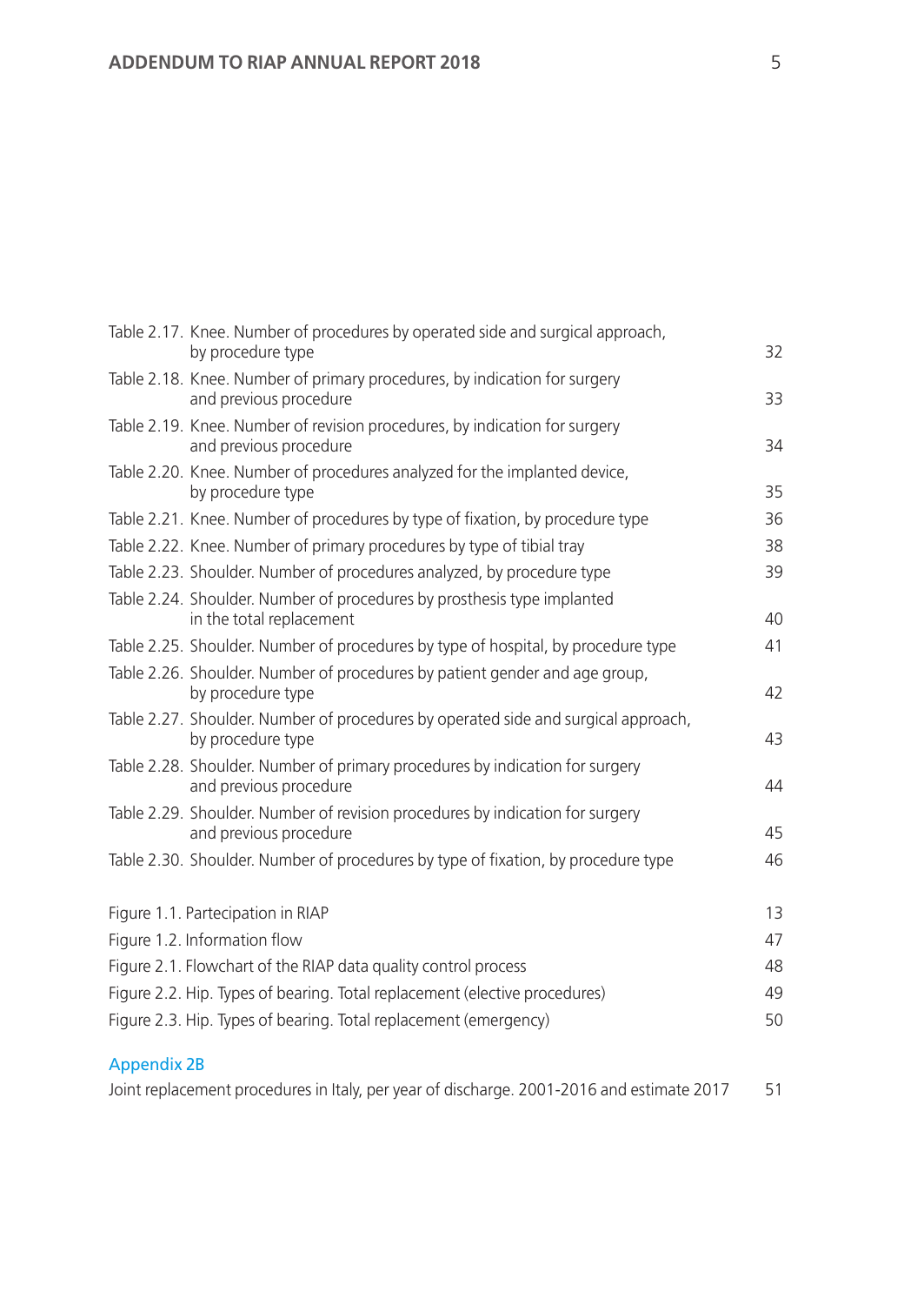Table 2.17. Knee. Number of procedures by operated side and surgical approach, by procedure type 32

Table 2.18. Knee. Number of primary procedures, by indication for surgery and previous procedure 33

Table 2.19. Knee. Number of revision procedures, by indication for surgery and previous procedure 34

Table 2.20. Knee. Number of procedures analyzed for the implanted device, by procedure type 35

Table 2.21. Knee. Number of procedures by type of fixation, by procedure type 36

Table 2.22. Knee. Number of primary procedures by type of tibial tray 38

Table 2.23. Shoulder. Number of procedures analyzed, by procedure type 39

Table 2.24. Shoulder. Number of procedures by prosthesis type implanted in the total replacement 40

Table 2.25. Shoulder. Number of procedures by type of hospital, by procedure type 41

Table 2.26. Shoulder. Number of procedures by patient gender and age group, by procedure type 42

Table 2.27. Shoulder. Number of procedures by operated side and surgical approach, by procedure type 43

Table 2.28. Shoulder. Number of primary procedures by indication for surgery and previous procedure 44

Table 2.29. Shoulder. Number of revision procedures by indication for surgery and previous procedure 45

Table 2.30. Shoulder. Number of procedures by type of fixation, by procedure type 46

Figure 1.1. Partecipation in RIAP 13

Figure 1.2. Information flow 47

Figure 2.1. Flowchart of the RIAP data quality control process 48

Figure 2.2. Hip. Types of bearing. Total replacement (elective procedures) 49

Figure 2.3. Hip. Types of bearing. Total replacement (emergency) 50

## Appendix 2B

Joint replacement procedures in Italy, per year of discharge. 2001-2016 and estimate 2017 51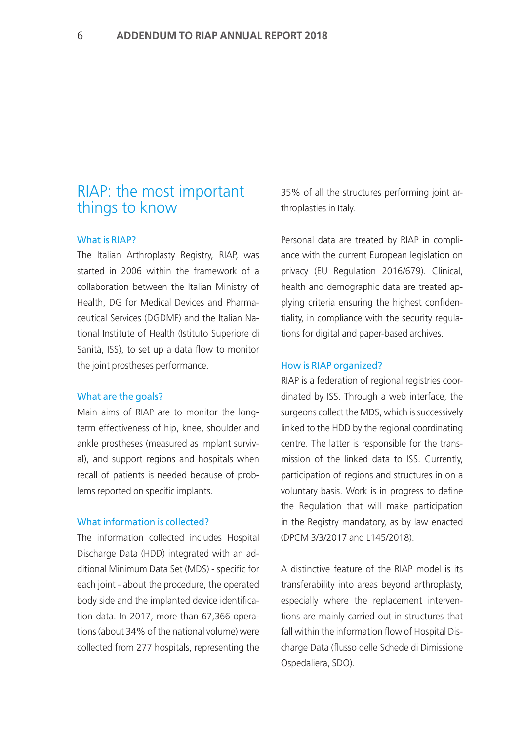## RIAP: the most important things to know

### What is RIAP?

The Italian Arthroplasty Registry, RIAP, was started in 2006 within the framework of a collaboration between the Italian Ministry of Health, DG for Medical Devices and Pharmaceutical Services (DGDMF) and the Italian National Institute of Health (Istituto Superiore di Sanità, ISS), to set up a data flow to monitor the joint prostheses performance.

### What are the goals?

Main aims of RIAP are to monitor the long-term effectiveness of hip, knee, shoulder and ankle prostheses (measured as implant survival), and support regions and hospitals when recall of patients is needed because of problems reported on specific implants.

### What information is collected?

The information collected includes Hospital Discharge Data (HDD) integrated with an additional Minimum Data Set (MDS) - specific for each joint - about the procedure, the operated body side and the implanted device identification data. In 2017, more than 67,366 operations (about 34% of the national volume) were collected from 277 hospitals, representing the 35% of all the structures performing joint arthroplasties in Italy.

Personal data are treated by RIAP in compliance with the current European legislation on privacy (EU Regulation 2016/679). Clinical, health and demographic data are treated applying criteria ensuring the highest confidentiality, in compliance with the security regulations for digital and paper-based archives.

### How is RIAP organized?

RIAP is a federation of regional registries coordinated by ISS. Through a web interface, the surgeons collect the MDS, which is successively linked to the HDD by the regional coordinating centre. The latter is responsible for the transmission of the linked data to ISS. Currently, participation of regions and structures in on a voluntary basis. Work is in progress to define the Regulation that will make participation in the Registry mandatory, as by law enacted (DPCM 3/3/2017 and L145/2018).

A distinctive feature of the RIAP model is its transferability into areas beyond arthroplasty, especially where the replacement interventions are mainly carried out in structures that fall within the information flow of Hospital Discharge Data (flusso delle Schede di Dimissione Ospedaliera, SDO).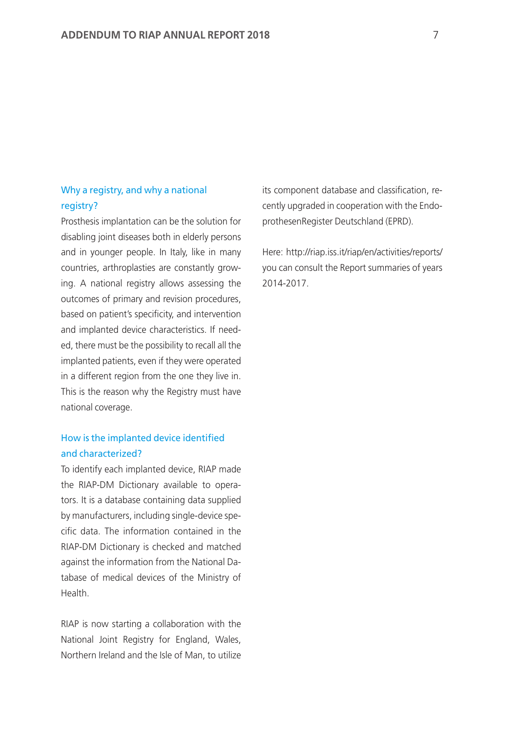## Why a registry, and why a national registry?

Prosthesis implantation can be the solution for disabling joint diseases both in elderly persons and in younger people. In Italy, like in many countries, arthroplasties are constantly growing. A national registry allows assessing the outcomes of primary and revision procedures, based on patient's specificity, and intervention and implanted device characteristics. If needed, there must be the possibility to recall all the implanted patients, even if they were operated in a different region from the one they live in. This is the reason why the Registry must have national coverage.

## How is the implanted device identified and characterized?

To identify each implanted device, RIAP made the RIAP-DM Dictionary available to operators. It is a database containing data supplied by manufacturers, including single-device specific data. The information contained in the RIAP-DM Dictionary is checked and matched against the information from the National Database of medical devices of the Ministry of Health.

RIAP is now starting a collaboration with the National Joint Registry for England, Wales, Northern Ireland and the Isle of Man, to utilize its component database and classification, recently upgraded in cooperation with the EndoprothesenRegister Deutschland (EPRD).

Here: http://riap.iss.it/riap/en/activities/reports/ you can consult the Report summaries of years 2014-2017.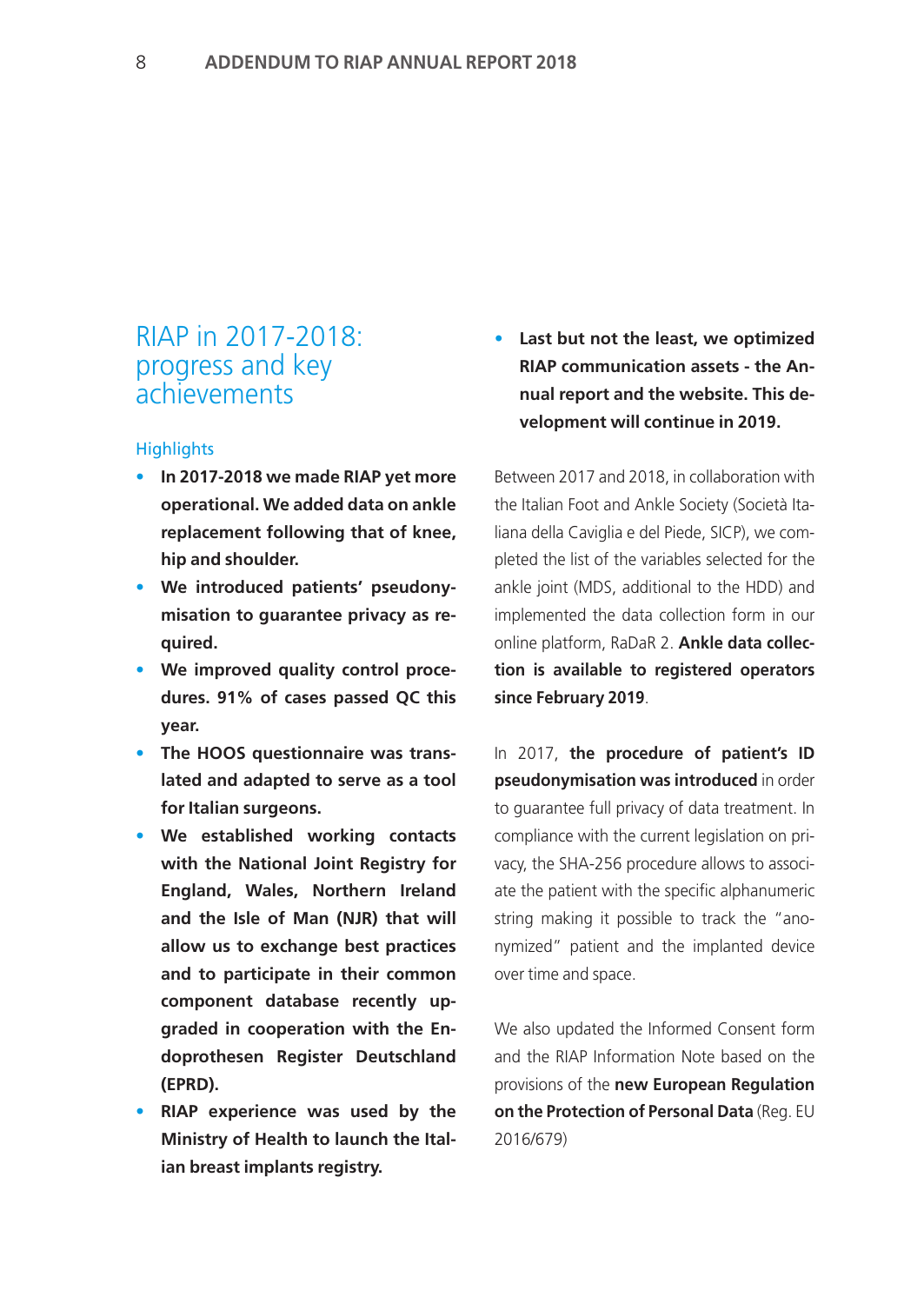# RIAP in 2017-2018: progress and key achievements

## Highlights

- **In 2017-2018 we made RIAP yet more operational. We added data on ankle replacement following that of knee, hip and shoulder.**
- **We introduced patients' pseudonymisation to guarantee privacy as required.**
- **We improved quality control procedures. 91% of cases passed QC this year.**
- **The HOOS questionnaire was translated and adapted to serve as a tool for Italian surgeons.**
- **We established working contacts with the National Joint Registry for England, Wales, Northern Ireland and the Isle of Man (NJR) that will allow us to exchange best practices and to participate in their common component database recently upgraded in cooperation with the Endoprothesen Register Deutschland (EPRD).**
- **RIAP experience was used by the Ministry of Health to launch the Italian breast implants registry.**
- **Last but not the least, we optimized RIAP communication assets - the Annual report and the website. This development will continue in 2019.**

Between 2017 and 2018, in collaboration with the Italian Foot and Ankle Society (Società Italiana della Caviglia e del Piede, SICP), we completed the list of the variables selected for the ankle joint (MDS, additional to the HDD) and implemented the data collection form in our online platform, RaDaR 2. **Ankle data collection is available to registered operators since February 2019**.

In 2017, **the procedure of patient's ID pseudonymisation was introduced** in order to guarantee full privacy of data treatment. In compliance with the current legislation on privacy, the SHA-256 procedure allows to associate the patient with the specific alphanumeric string making it possible to track the "anonymized" patient and the implanted device over time and space.

We also updated the Informed Consent form and the RIAP Information Note based on the provisions of the **new European Regulation on the Protection of Personal Data** (Reg. EU 2016/679)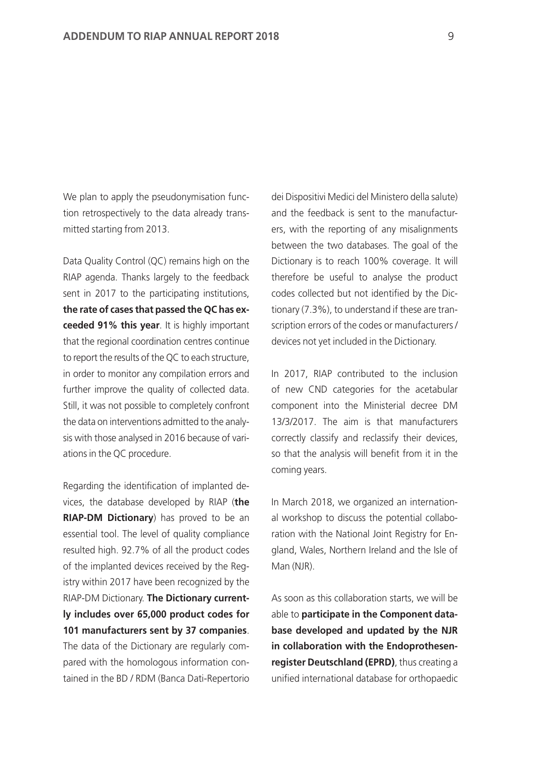We plan to apply the pseudonymisation function retrospectively to the data already transmitted starting from 2013.

Data Quality Control (QC) remains high on the RIAP agenda. Thanks largely to the feedback sent in 2017 to the participating institutions, **the rate of cases that passed the QC has exceeded 91% this year**. It is highly important that the regional coordination centres continue to report the results of the QC to each structure, in order to monitor any compilation errors and further improve the quality of collected data. Still, it was not possible to completely confront the data on interventions admitted to the analysis with those analysed in 2016 because of variations in the QC procedure.

Regarding the identification of implanted devices, the database developed by RIAP (**the RIAP-DM Dictionary**) has proved to be an essential tool. The level of quality compliance resulted high. 92.7% of all the product codes of the implanted devices received by the Registry within 2017 have been recognized by the RIAP-DM Dictionary. **The Dictionary currently includes over 65,000 product codes for 101 manufacturers sent by 37 companies**. The data of the Dictionary are regularly compared with the homologous information contained in the BD / RDM (Banca Dati-Repertorio dei Dispositivi Medici del Ministero della salute) and the feedback is sent to the manufacturers, with the reporting of any misalignments between the two databases. The goal of the Dictionary is to reach 100% coverage. It will therefore be useful to analyse the product codes collected but not identified by the Dictionary (7.3%), to understand if these are transcription errors of the codes or manufacturers / devices not yet included in the Dictionary.

In 2017, RIAP contributed to the inclusion of new CND categories for the acetabular component into the Ministerial decree DM 13/3/2017. The aim is that manufacturers correctly classify and reclassify their devices, so that the analysis will benefit from it in the coming years.

In March 2018, we organized an international workshop to discuss the potential collaboration with the National Joint Registry for England, Wales, Northern Ireland and the Isle of Man (NJR).

As soon as this collaboration starts, we will be able to **participate in the Component database developed and updated by the NJR in collaboration with the Endoprothesenregister Deutschland (EPRD)**, thus creating a unified international database for orthopaedic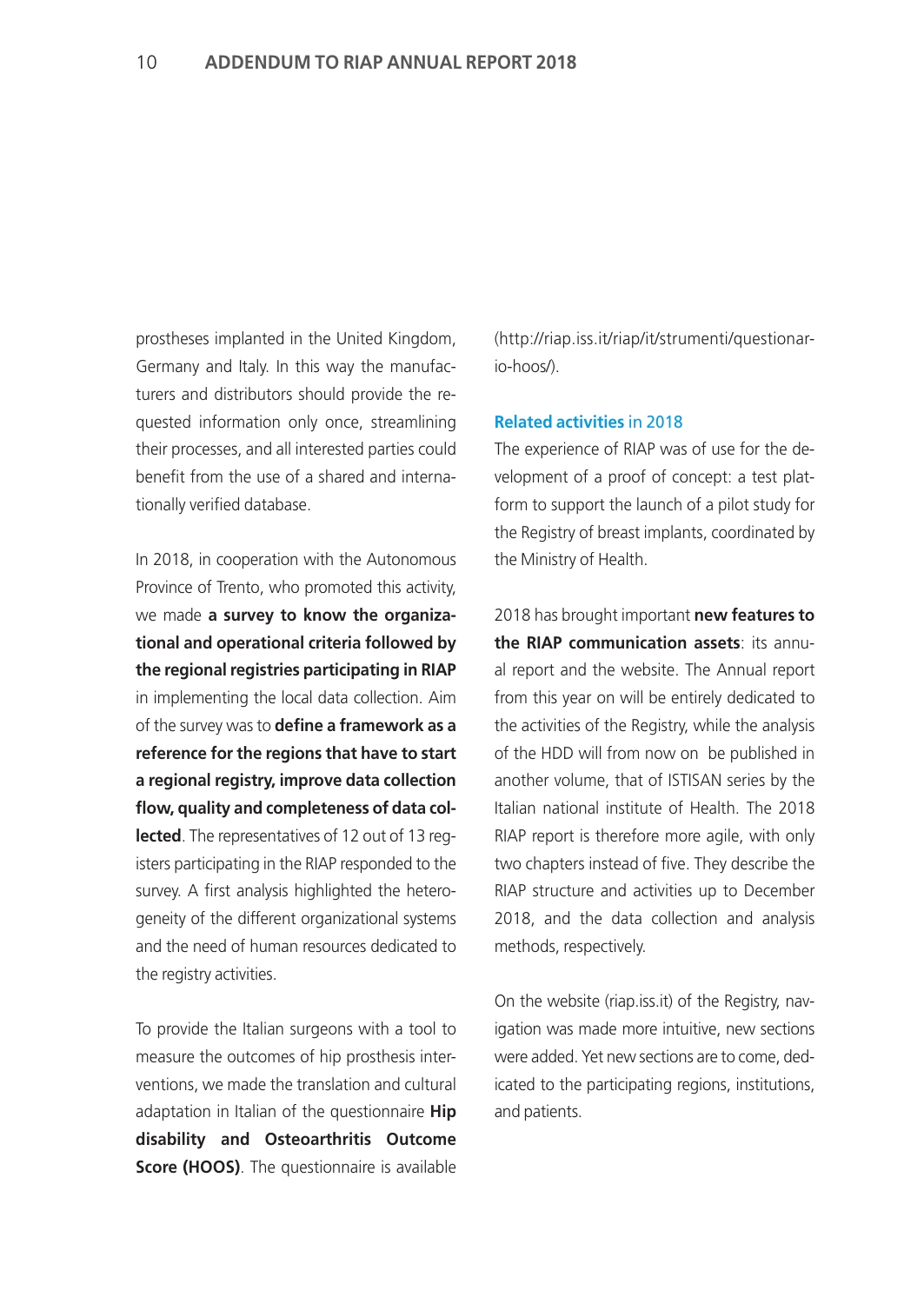prostheses implanted in the United Kingdom, Germany and Italy. In this way the manufacturers and distributors should provide the requested information only once, streamlining their processes, and all interested parties could benefit from the use of a shared and internationally verified database.

In 2018, in cooperation with the Autonomous Province of Trento, who promoted this activity, we made **a survey to know the organizational and operational criteria followed by the regional registries participating in RIAP** in implementing the local data collection. Aim of the survey was to **define a framework as a reference for the regions that have to start a regional registry, improve data collection flow, quality and completeness of data collected**. The representatives of 12 out of 13 registers participating in the RIAP responded to the survey. A first analysis highlighted the heterogeneity of the different organizational systems and the need of human resources dedicated to the registry activities.

To provide the Italian surgeons with a tool to measure the outcomes of hip prosthesis interventions, we made the translation and cultural adaptation in Italian of the questionnaire **Hip disability and Osteoarthritis Outcome Score (HOOS)**. The questionnaire is available (http://riap.iss.it/riap/it/strumenti/questionario-hoos/).

## **Related activities** in 2018

The experience of RIAP was of use for the development of a proof of concept: a test platform to support the launch of a pilot study for the Registry of breast implants, coordinated by the Ministry of Health.

2018 has brought important **new features to the RIAP communication assets**: its annual report and the website. The Annual report from this year on will be entirely dedicated to the activities of the Registry, while the analysis of the HDD will from now on be published in another volume, that of ISTISAN series by the Italian national institute of Health. The 2018 RIAP report is therefore more agile, with only two chapters instead of five. They describe the RIAP structure and activities up to December 2018, and the data collection and analysis methods, respectively.

On the website (riap.iss.it) of the Registry, navigation was made more intuitive, new sections were added. Yet new sections are to come, dedicated to the participating regions, institutions, and patients.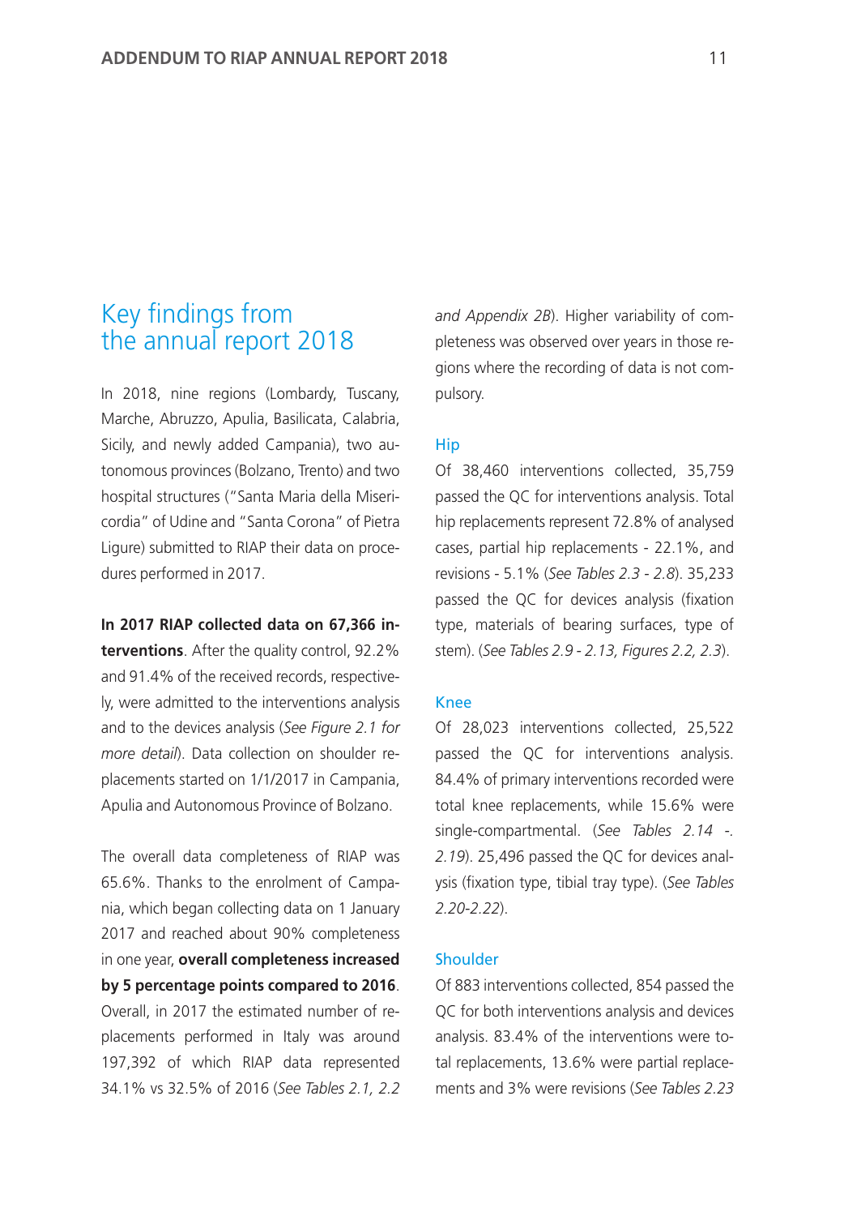# Key findings from the annual report 2018

In 2018, nine regions (Lombardy, Tuscany, Marche, Abruzzo, Apulia, Basilicata, Calabria, Sicily, and newly added Campania), two autonomous provinces (Bolzano, Trento) and two hospital structures ("Santa Maria della Misericordia" of Udine and "Santa Corona" of Pietra Ligure) submitted to RIAP their data on procedures performed in 2017.

**In 2017 RIAP collected data on 67,366 interventions**. After the quality control, 92.2% and 91.4% of the received records, respectively, were admitted to the interventions analysis and to the devices analysis (*See Figure 2.1 for more detail*). Data collection on shoulder replacements started on 1/1/2017 in Campania, Apulia and Autonomous Province of Bolzano.

The overall data completeness of RIAP was 65.6%. Thanks to the enrolment of Campania, which began collecting data on 1 January 2017 and reached about 90% completeness in one year, **overall completeness increased by 5 percentage points compared to 2016**. Overall, in 2017 the estimated number of replacements performed in Italy was around 197,392 of which RIAP data represented 34.1% vs 32.5% of 2016 (*See Tables 2.1, 2.2 and Appendix 2B*). Higher variability of completeness was observed over years in those regions where the recording of data is not compulsory.

## Hip

Of 38,460 interventions collected, 35,759 passed the QC for interventions analysis. Total hip replacements represent 72.8% of analysed cases, partial hip replacements - 22.1%, and revisions - 5.1% (*See Tables 2.3 - 2.8*). 35,233 passed the QC for devices analysis (fixation type, materials of bearing surfaces, type of stem). (*See Tables 2.9 - 2.13, Figures 2.2, 2.3*).

## Knee

Of 28,023 interventions collected, 25,522 passed the QC for interventions analysis. 84.4% of primary interventions recorded were total knee replacements, while 15.6% were single-compartmental. (*See Tables 2.14 -. 2.19*). 25,496 passed the QC for devices analysis (fixation type, tibial tray type). (*See Tables 2.20-2.22*).

## Shoulder

Of 883 interventions collected, 854 passed the QC for both interventions analysis and devices analysis. 83.4% of the interventions were total replacements, 13.6% were partial replacements and 3% were revisions (*See Tables 2.23*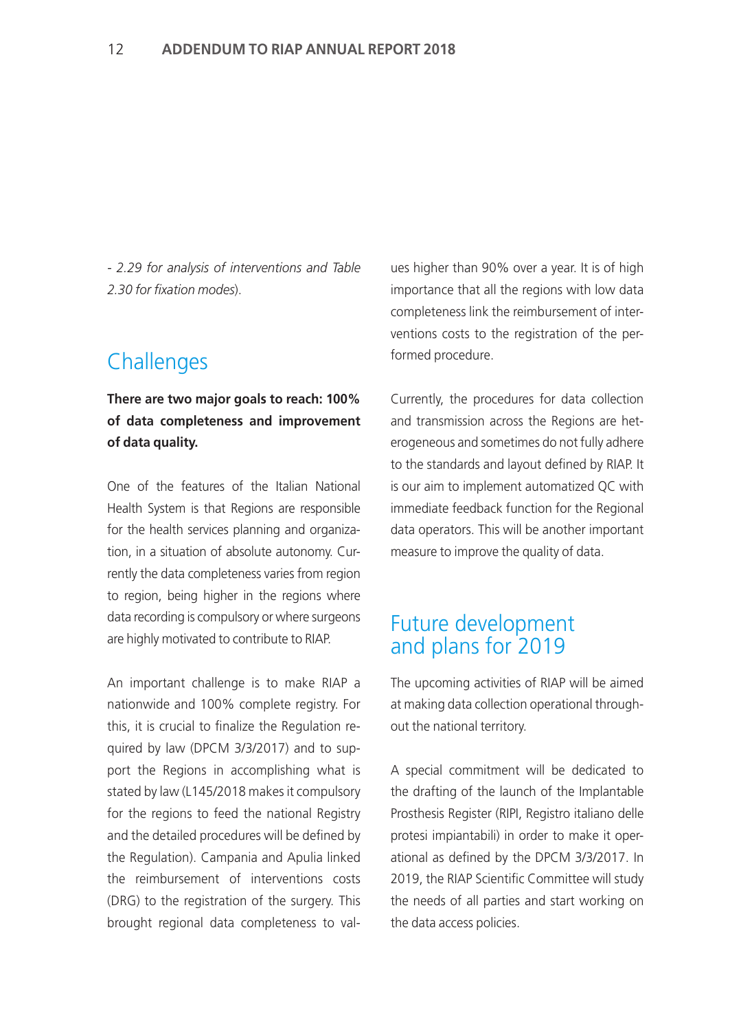*- 2.29 for analysis of interventions and Table 2.30 for fixation modes*).

## Challenges

**There are two major goals to reach: 100% of data completeness and improvement of data quality.**

One of the features of the Italian National Health System is that Regions are responsible for the health services planning and organization, in a situation of absolute autonomy. Currently the data completeness varies from region to region, being higher in the regions where data recording is compulsory or where surgeons are highly motivated to contribute to RIAP.

An important challenge is to make RIAP a nationwide and 100% complete registry. For this, it is crucial to finalize the Regulation required by law (DPCM 3/3/2017) and to support the Regions in accomplishing what is stated by law (L145/2018 makes it compulsory for the regions to feed the national Registry and the detailed procedures will be defined by the Regulation). Campania and Apulia linked the reimbursement of interventions costs (DRG) to the registration of the surgery. This brought regional data completeness to values higher than 90% over a year. It is of high importance that all the regions with low data completeness link the reimbursement of interventions costs to the registration of the performed procedure.

Currently, the procedures for data collection and transmission across the Regions are heterogeneous and sometimes do not fully adhere to the standards and layout defined by RIAP. It is our aim to implement automatized QC with immediate feedback function for the Regional data operators. This will be another important measure to improve the quality of data.

## Future development and plans for 2019

The upcoming activities of RIAP will be aimed at making data collection operational throughout the national territory.

A special commitment will be dedicated to the drafting of the launch of the Implantable Prosthesis Register (RIPI, Registro italiano delle protesi impiantabili) in order to make it operational as defined by the DPCM 3/3/2017. In 2019, the RIAP Scientific Committee will study the needs of all parties and start working on the data access policies.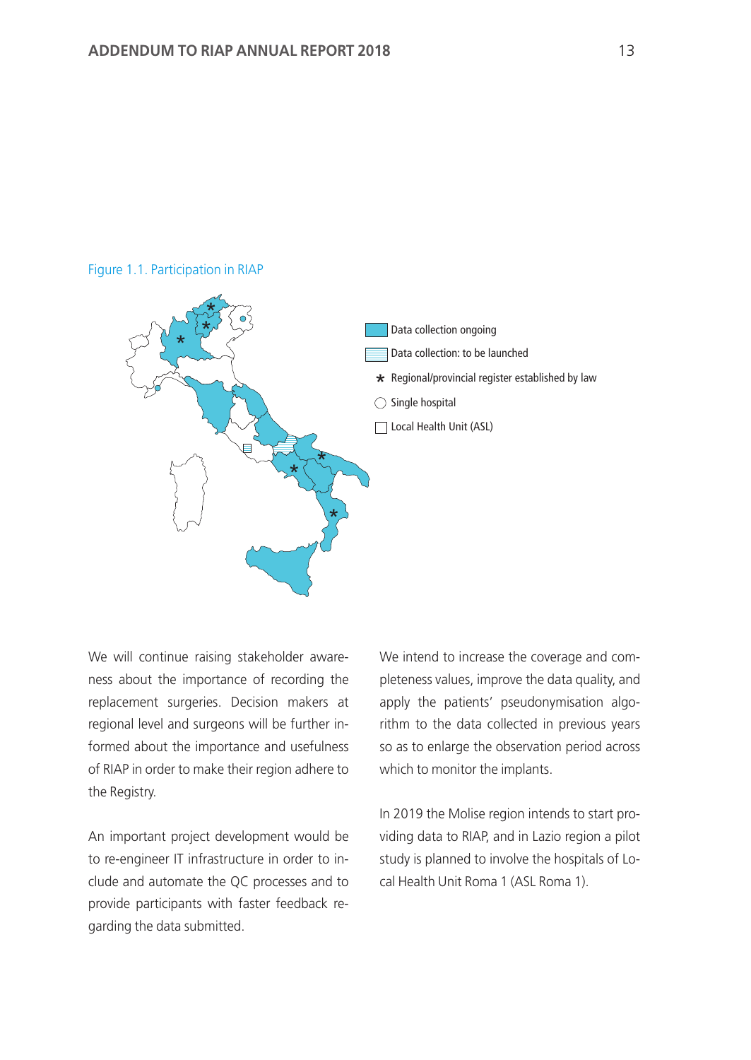Figure 1.1. Participation in RIAP

Data collection ongoing

Data collection: to be launched

* Regional/provincial register established by law

Single hospital

Local Health Unit (ASL)

We will continue raising stakeholder awareness about the importance of recording the replacement surgeries. Decision makers at regional level and surgeons will be further informed about the importance and usefulness of RIAP in order to make their region adhere to the Registry.

An important project development would be to re-engineer IT infrastructure in order to include and automate the QC processes and to provide participants with faster feedback regarding the data submitted.

We intend to increase the coverage and completeness values, improve the data quality, and apply the patients' pseudonymisation algorithm to the data collected in previous years so as to enlarge the observation period across which to monitor the implants.

In 2019 the Molise region intends to start providing data to RIAP, and in Lazio region a pilot study is planned to involve the hospitals of Local Health Unit Roma 1 (ASL Roma 1).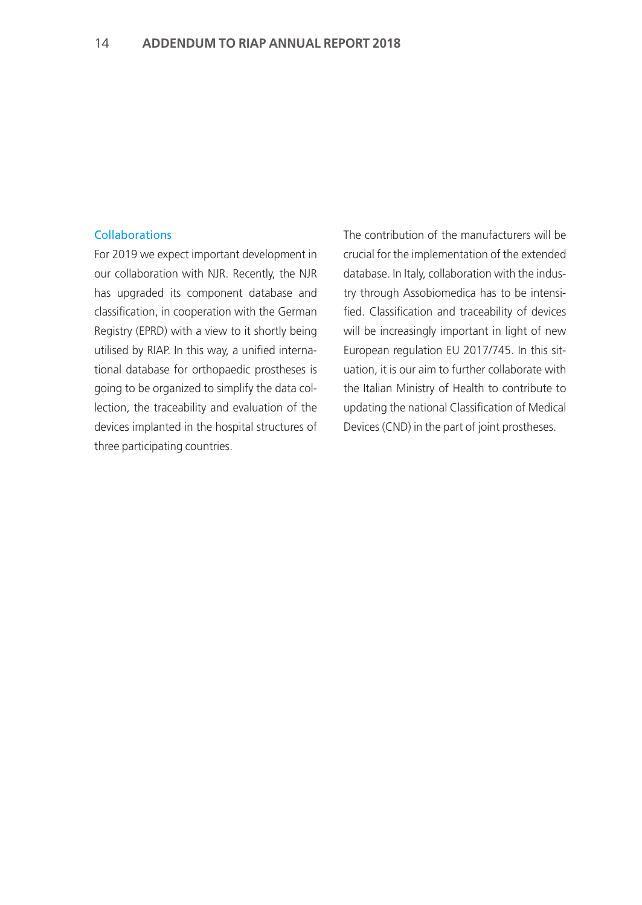## Collaborations

For 2019 we expect important development in our collaboration with NJR. Recently, the NJR has upgraded its component database and classification, in cooperation with the German Registry (EPRD) with a view to it shortly being utilised by RIAP. In this way, a unified international database for orthopaedic prostheses is going to be organized to simplify the data collection, the traceability and evaluation of the devices implanted in the hospital structures of three participating countries.

The contribution of the manufacturers will be crucial for the implementation of the extended database. In Italy, collaboration with the industry through Assobiomedica has to be intensified. Classification and traceability of devices will be increasingly important in light of new European regulation EU 2017/745. In this situation, it is our aim to further collaborate with the Italian Ministry of Health to contribute to updating the national Classification of Medical Devices (CND) in the part of joint prostheses.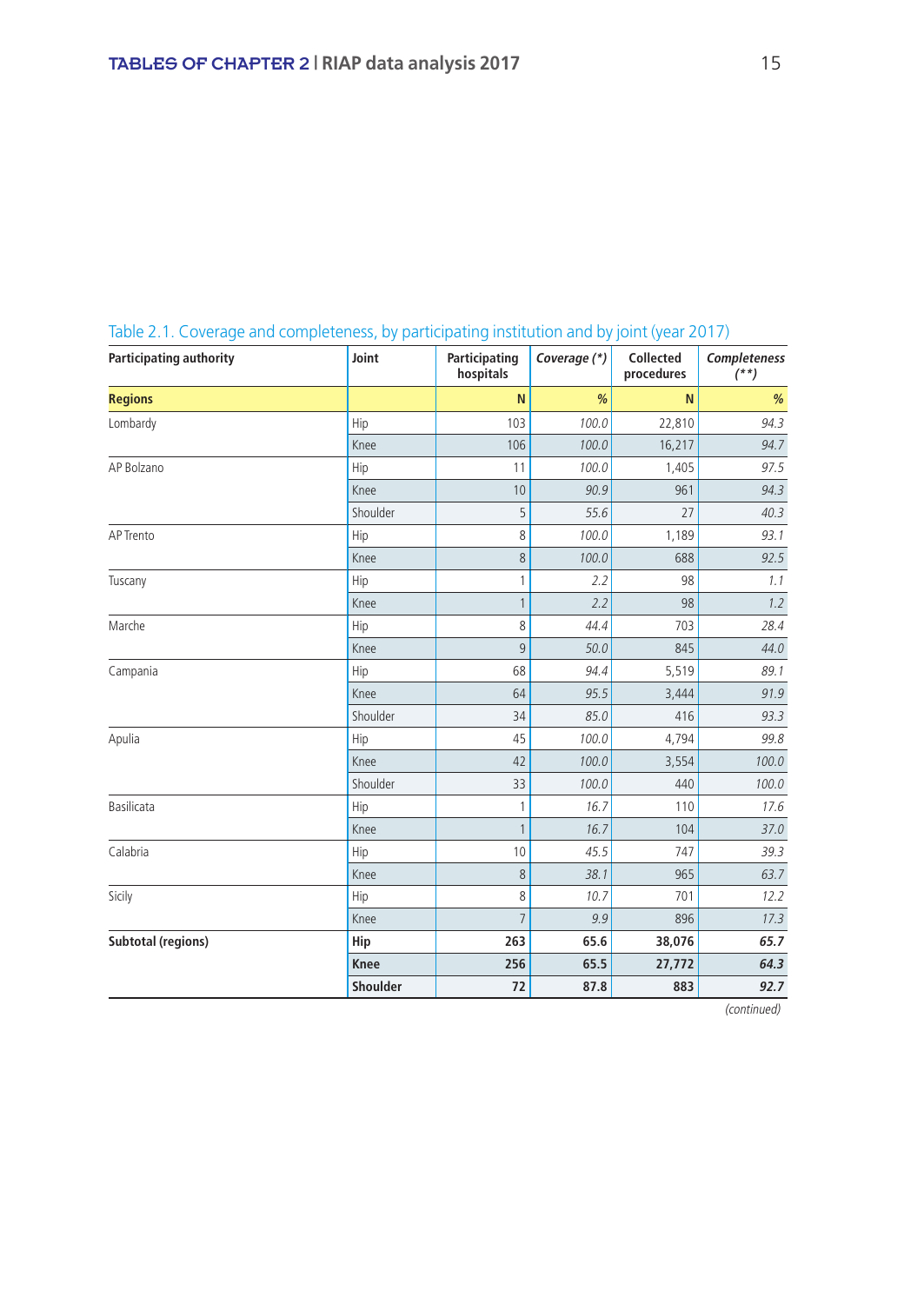Table 2.1. Coverage and completeness, by participating institution and by joint (year 2017)

| Participating authority | Joint | Participating hospitals | *Coverage (*)* | Collected procedures | *Completeness (**)* |
|---|---|---|---|---|---|
| **Regions** | | N | % | N | % |
| Lombardy | Hip | 103 | *100.0* | 22,810 | *94.3* |
| | Knee | 106 | *100.0* | 16,217 | *94.7* |
| AP Bolzano | Hip | 11 | *100.0* | 1,405 | *97.5* |
| | Knee | 10 | *90.9* | 961 | *94.3* |
| | Shoulder | 5 | *55.6* | 27 | *40.3* |
| AP Trento | Hip | 8 | *100.0* | 1,189 | *93.1* |
| | Knee | 8 | *100.0* | 688 | *92.5* |
| Tuscany | Hip | 1 | *2.2* | 98 | *1.1* |
| | Knee | 1 | *2.2* | 98 | *1.2* |
| Marche | Hip | 8 | *44.4* | 703 | *28.4* |
| | Knee | 9 | *50.0* | 845 | *44.0* |
| Campania | Hip | 68 | *94.4* | 5,519 | *89.1* |
| | Knee | 64 | *95.5* | 3,444 | *91.9* |
| | Shoulder | 34 | *85.0* | 416 | *93.3* |
| Apulia | Hip | 45 | *100.0* | 4,794 | *99.8* |
| | Knee | 42 | *100.0* | 3,554 | *100.0* |
| | Shoulder | 33 | *100.0* | 440 | *100.0* |
| Basilicata | Hip | 1 | *16.7* | 110 | *17.6* |
| | Knee | 1 | *16.7* | 104 | *37.0* |
| Calabria | Hip | 10 | *45.5* | 747 | *39.3* |
| | Knee | 8 | *38.1* | 965 | *63.7* |
| Sicily | Hip | 8 | *10.7* | 701 | *12.2* |
| | Knee | 7 | *9.9* | 896 | *17.3* |
| **Subtotal (regions)** | **Hip** | **263** | **65.6** | **38,076** | ***65.7*** |
| | **Knee** | **256** | **65.5** | **27,772** | ***64.3*** |
| | **Shoulder** | **72** | **87.8** | **883** | ***92.7*** |

*(continued)*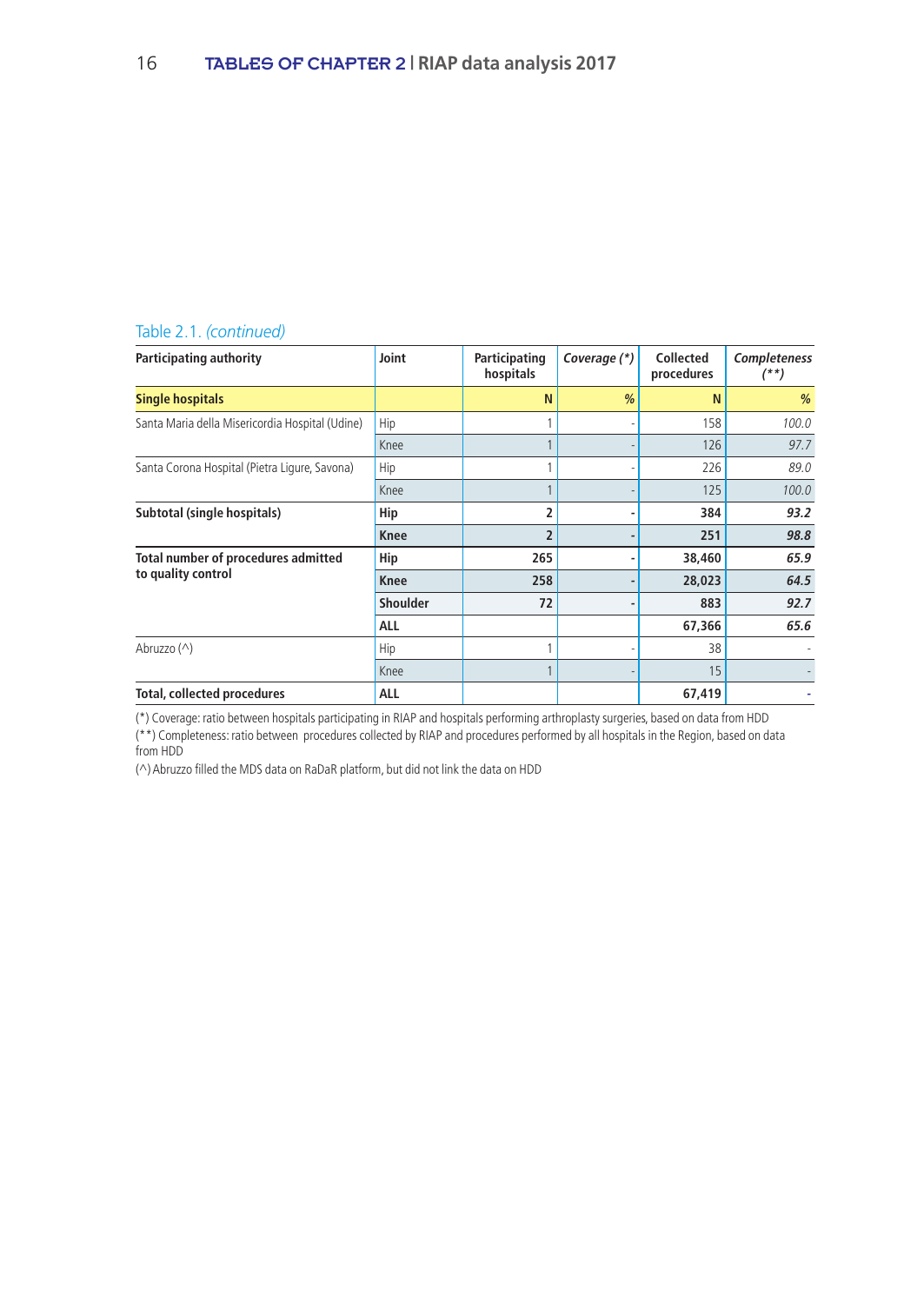Table 2.1. *(continued)*

| Participating authority | Joint | Participating hospitals | *Coverage (*)* | Collected procedures | *Completeness (**)* |
|---|---|---|---|---|---|
| **Single hospitals** | | N | % | N | % |
| Santa Maria della Misericordia Hospital (Udine) | Hip | 1 | - | 158 | *100.0* |
| | Knee | 1 | - | 126 | *97.7* |
| Santa Corona Hospital (Pietra Ligure, Savona) | Hip | 1 | - | 226 | *89.0* |
| | Knee | 1 | - | 125 | *100.0* |
| **Subtotal (single hospitals)** | **Hip** | **2** | **-** | **384** | ***93.2*** |
| | **Knee** | **2** | **-** | **251** | ***98.8*** |
| **Total number of procedures admitted to quality control** | **Hip** | **265** | **-** | **38,460** | ***65.9*** |
| | **Knee** | **258** | **-** | **28,023** | ***64.5*** |
| | **Shoulder** | **72** | **-** | **883** | ***92.7*** |
| | **ALL** | | | **67,366** | ***65.6*** |
| Abruzzo (^) | Hip | 1 | - | 38 | - |
| | Knee | 1 | - | 15 | - |
| **Total, collected procedures** | **ALL** | | | **67,419** | **-** |

(*) Coverage: ratio between hospitals participating in RIAP and hospitals performing arthroplasty surgeries, based on data from HDD
(**) Completeness: ratio between procedures collected by RIAP and procedures performed by all hospitals in the Region, based on data from HDD
(^) Abruzzo filled the MDS data on RaDaR platform, but did not link the data on HDD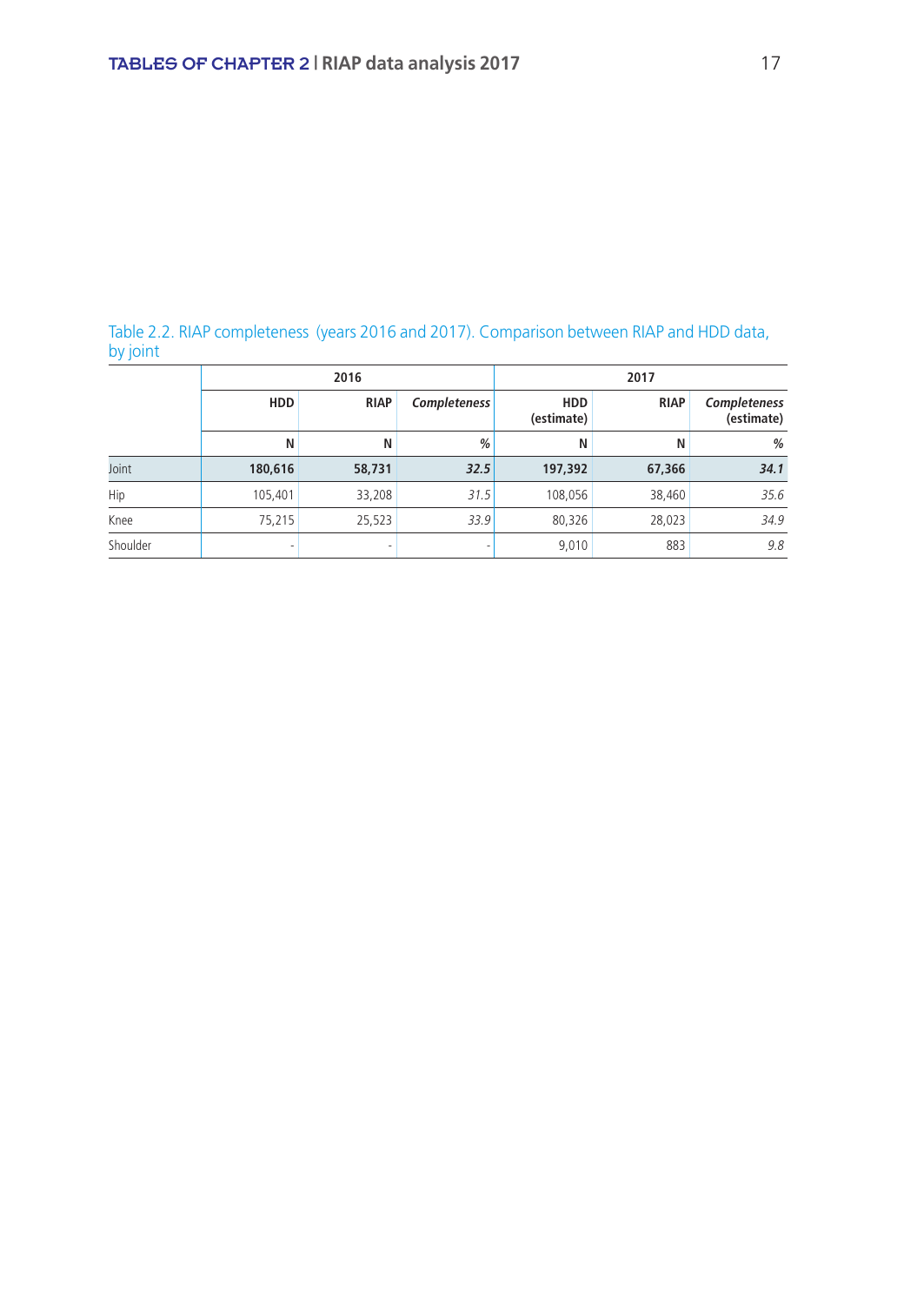Table 2.2. RIAP completeness (years 2016 and 2017). Comparison between RIAP and HDD data, by joint

| | 2016 | | | 2017 | | |
|---|---|---|---|---|---|---|
| | HDD | RIAP | *Completeness* | HDD (estimate) | RIAP | *Completeness* (estimate) |
| | N | N | % | N | N | % |
| Joint | **180,616** | **58,731** | ***32.5*** | **197,392** | **67,366** | ***34.1*** |
| Hip | 105,401 | 33,208 | *31.5* | 108,056 | 38,460 | *35.6* |
| Knee | 75,215 | 25,523 | *33.9* | 80,326 | 28,023 | *34.9* |
| Shoulder | - | - | - | 9,010 | 883 | *9.8* |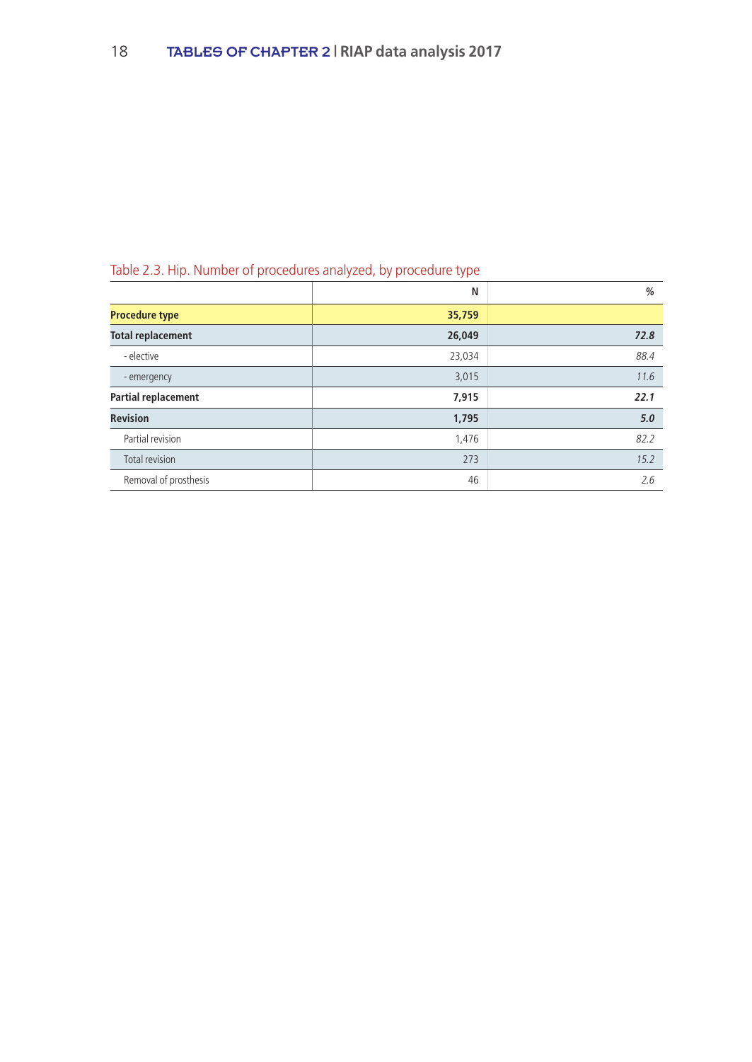Table 2.3. Hip. Number of procedures analyzed, by procedure type

| | N | % |
|---|---|---|
| **Procedure type** | **35,759** | |
| **Total replacement** | **26,049** | ***72.8*** |
| - elective | 23,034 | *88.4* |
| - emergency | 3,015 | *11.6* |
| **Partial replacement** | **7,915** | ***22.1*** |
| **Revision** | **1,795** | ***5.0*** |
| Partial revision | 1,476 | *82.2* |
| Total revision | 273 | *15.2* |
| Removal of prosthesis | 46 | *2.6* |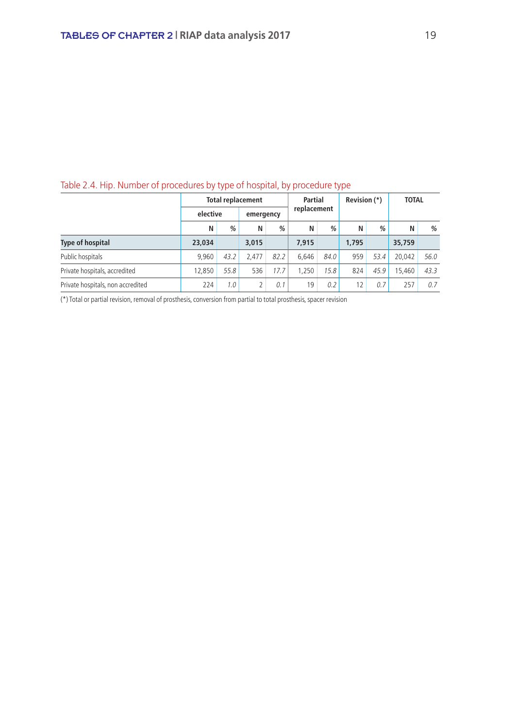Table 2.4. Hip. Number of procedures by type of hospital, by procedure type

| | Total replacement | | | | Partial replacement | | Revision (*) | | TOTAL | |
|---|---|---|---|---|---|---|---|---|---|---|
| | elective | | emergency | | | | | | | |
| | N | % | N | % | N | % | N | % | N | % |
| **Type of hospital** | **23,034** | | **3,015** | | **7,915** | | **1,795** | | **35,759** | |
| Public hospitals | 9,960 | *43.2* | 2,477 | *82.2* | 6,646 | *84.0* | 959 | *53.4* | 20,042 | *56.0* |
| Private hospitals, accredited | 12,850 | *55.8* | 536 | *17.7* | 1,250 | *15.8* | 824 | *45.9* | 15,460 | *43.3* |
| Private hospitals, non accredited | 224 | *1.0* | 2 | *0.1* | 19 | *0.2* | 12 | *0.7* | 257 | *0.7* |

(*) Total or partial revision, removal of prosthesis, conversion from partial to total prosthesis, spacer revision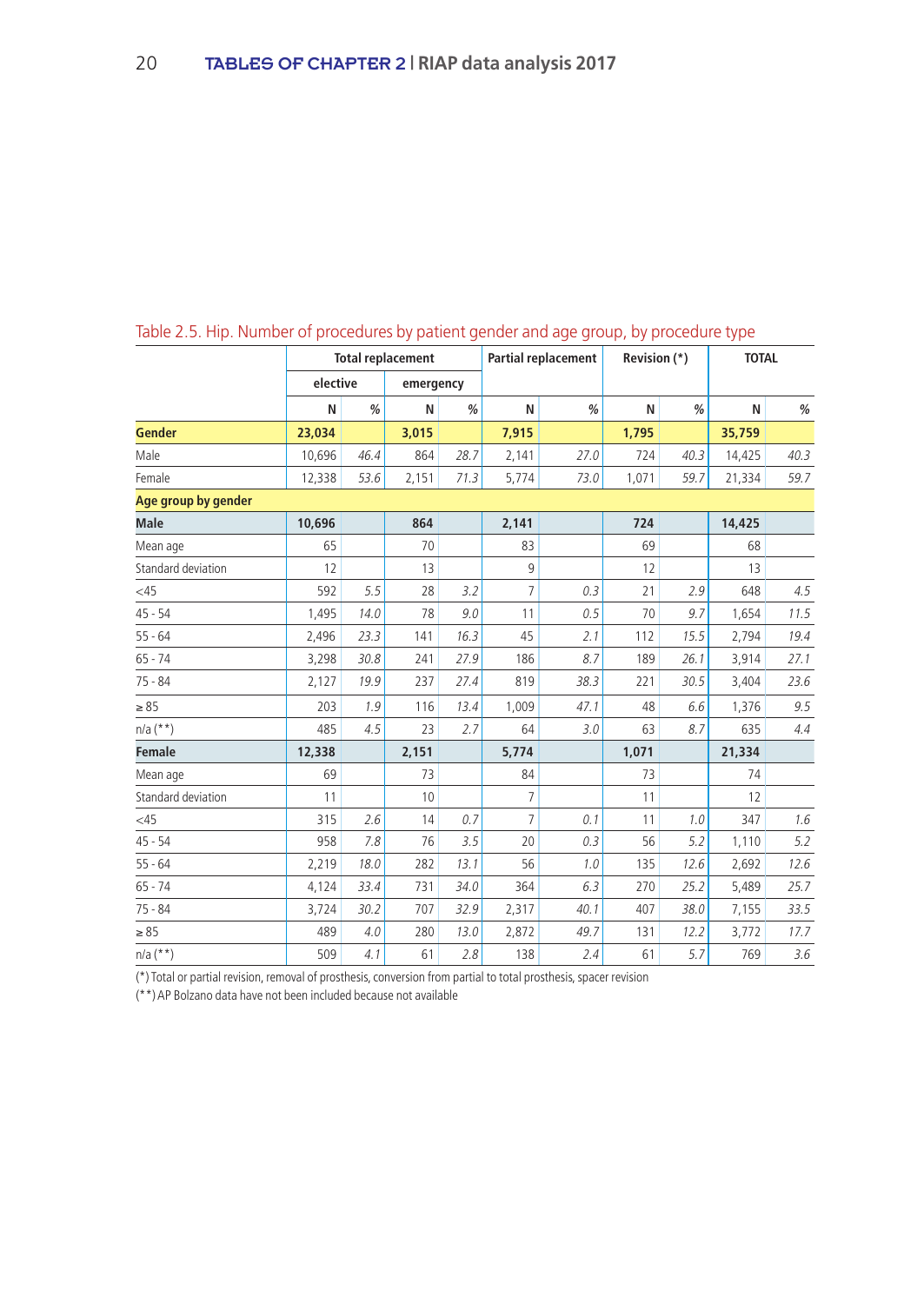Table 2.5. Hip. Number of procedures by patient gender and age group, by procedure type

| | Total replacement | | | | Partial replacement | | Revision (*) | | TOTAL | |
|---|---|---|---|---|---|---|---|---|---|---|
| | elective | | emergency | | | | | | | |
| | N | % | N | % | N | % | N | % | N | % |
| **Gender** | **23,034** | | **3,015** | | **7,915** | | **1,795** | | **35,759** | |
| Male | 10,696 | *46.4* | 864 | *28.7* | 2,141 | *27.0* | 724 | *40.3* | 14,425 | *40.3* |
| Female | 12,338 | *53.6* | 2,151 | *71.3* | 5,774 | *73.0* | 1,071 | *59.7* | 21,334 | *59.7* |
| **Age group by gender** | | | | | | | | | | |
| **Male** | **10,696** | | **864** | | **2,141** | | **724** | | **14,425** | |
| Mean age | 65 | | 70 | | 83 | | 69 | | 68 | |
| Standard deviation | 12 | | 13 | | 9 | | 12 | | 13 | |
| <45 | 592 | *5.5* | 28 | *3.2* | 7 | *0.3* | 21 | *2.9* | 648 | *4.5* |
| 45 - 54 | 1,495 | *14.0* | 78 | *9.0* | 11 | *0.5* | 70 | *9.7* | 1,654 | *11.5* |
| 55 - 64 | 2,496 | *23.3* | 141 | *16.3* | 45 | *2.1* | 112 | *15.5* | 2,794 | *19.4* |
| 65 - 74 | 3,298 | *30.8* | 241 | *27.9* | 186 | *8.7* | 189 | *26.1* | 3,914 | *27.1* |
| 75 - 84 | 2,127 | *19.9* | 237 | *27.4* | 819 | *38.3* | 221 | *30.5* | 3,404 | *23.6* |
| ≥ 85 | 203 | *1.9* | 116 | *13.4* | 1,009 | *47.1* | 48 | *6.6* | 1,376 | *9.5* |
| n/a (**) | 485 | *4.5* | 23 | *2.7* | 64 | *3.0* | 63 | *8.7* | 635 | *4.4* |
| **Female** | **12,338** | | **2,151** | | **5,774** | | **1,071** | | **21,334** | |
| Mean age | 69 | | 73 | | 84 | | 73 | | 74 | |
| Standard deviation | 11 | | 10 | | 7 | | 11 | | 12 | |
| <45 | 315 | *2.6* | 14 | *0.7* | 7 | *0.1* | 11 | *1.0* | 347 | *1.6* |
| 45 - 54 | 958 | *7.8* | 76 | *3.5* | 20 | *0.3* | 56 | *5.2* | 1,110 | *5.2* |
| 55 - 64 | 2,219 | *18.0* | 282 | *13.1* | 56 | *1.0* | 135 | *12.6* | 2,692 | *12.6* |
| 65 - 74 | 4,124 | *33.4* | 731 | *34.0* | 364 | *6.3* | 270 | *25.2* | 5,489 | *25.7* |
| 75 - 84 | 3,724 | *30.2* | 707 | *32.9* | 2,317 | *40.1* | 407 | *38.0* | 7,155 | *33.5* |
| ≥ 85 | 489 | *4.0* | 280 | *13.0* | 2,872 | *49.7* | 131 | *12.2* | 3,772 | *17.7* |
| n/a (**) | 509 | *4.1* | 61 | *2.8* | 138 | *2.4* | 61 | *5.7* | 769 | *3.6* |

(*) Total or partial revision, removal of prosthesis, conversion from partial to total prosthesis, spacer revision

(**) AP Bolzano data have not been included because not available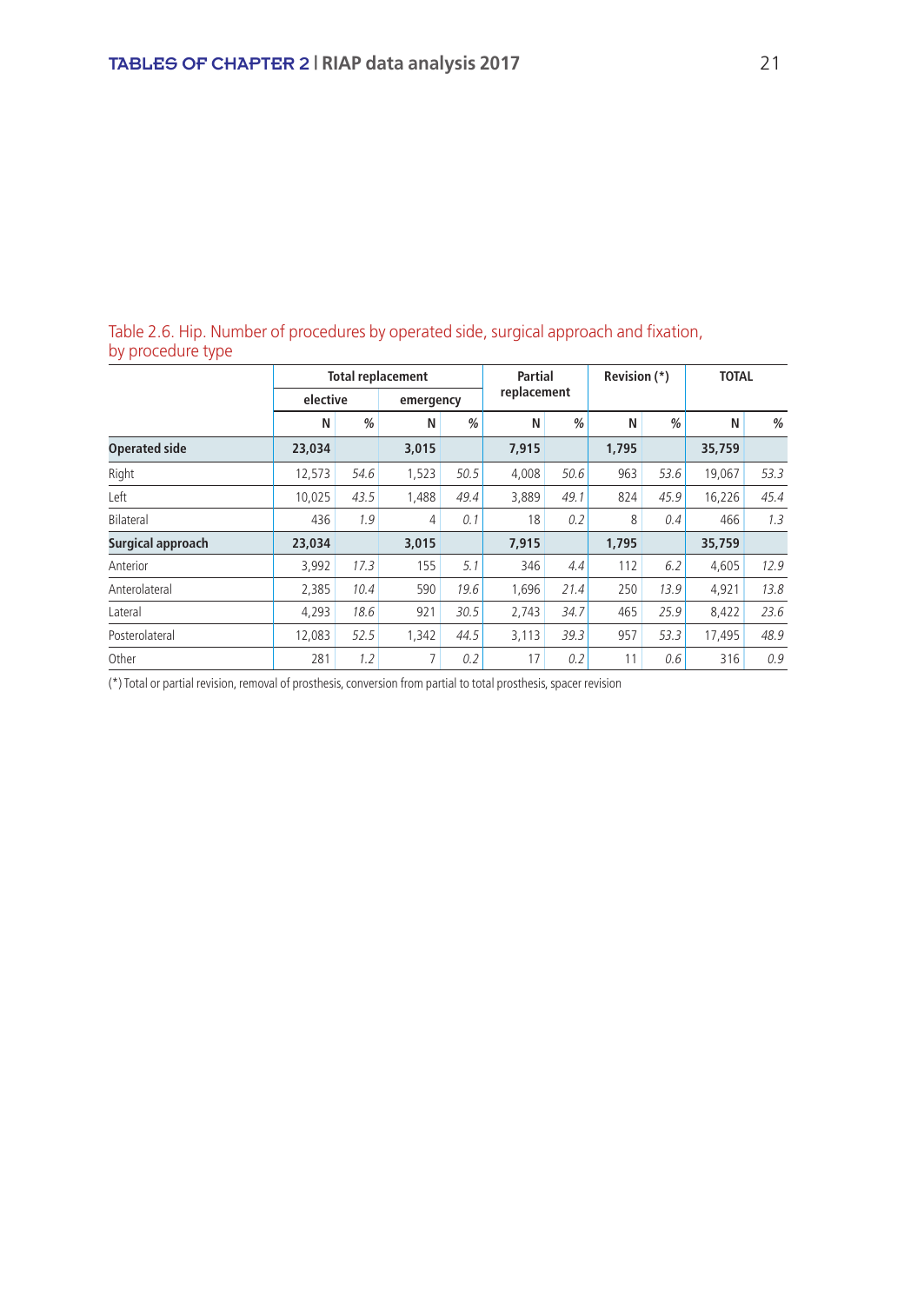Table 2.6. Hip. Number of procedures by operated side, surgical approach and fixation, by procedure type

| | Total replacement | | | | Partial replacement | | Revision (*) | | TOTAL | |
|---|---|---|---|---|---|---|---|---|---|---|
| | elective | | emergency | | | | | | | |
| | N | % | N | % | N | % | N | % | N | % |
| **Operated side** | **23,034** | | **3,015** | | **7,915** | | **1,795** | | **35,759** | |
| Right | 12,573 | *54.6* | 1,523 | *50.5* | 4,008 | *50.6* | 963 | *53.6* | 19,067 | *53.3* |
| Left | 10,025 | *43.5* | 1,488 | *49.4* | 3,889 | *49.1* | 824 | *45.9* | 16,226 | *45.4* |
| Bilateral | 436 | *1.9* | 4 | *0.1* | 18 | *0.2* | 8 | *0.4* | 466 | *1.3* |
| **Surgical approach** | **23,034** | | **3,015** | | **7,915** | | **1,795** | | **35,759** | |
| Anterior | 3,992 | *17.3* | 155 | *5.1* | 346 | *4.4* | 112 | *6.2* | 4,605 | *12.9* |
| Anterolateral | 2,385 | *10.4* | 590 | *19.6* | 1,696 | *21.4* | 250 | *13.9* | 4,921 | *13.8* |
| Lateral | 4,293 | *18.6* | 921 | *30.5* | 2,743 | *34.7* | 465 | *25.9* | 8,422 | *23.6* |
| Posterolateral | 12,083 | *52.5* | 1,342 | *44.5* | 3,113 | *39.3* | 957 | *53.3* | 17,495 | *48.9* |
| Other | 281 | *1.2* | 7 | *0.2* | 17 | *0.2* | 11 | *0.6* | 316 | *0.9* |

(*) Total or partial revision, removal of prosthesis, conversion from partial to total prosthesis, spacer revision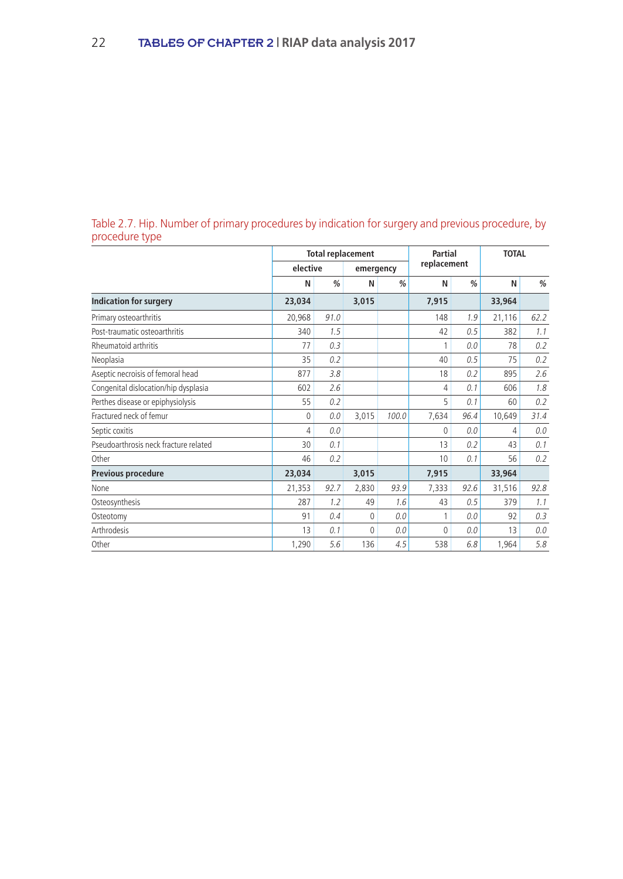Table 2.7. Hip. Number of primary procedures by indication for surgery and previous procedure, by procedure type

| | Total replacement | | | | Partial replacement | | TOTAL | |
|---|---|---|---|---|---|---|---|---|
| | elective | | emergency | | | | | |
| | N | % | N | % | N | % | N | % |
| **Indication for surgery** | **23,034** | | **3,015** | | **7,915** | | **33,964** | |
| Primary osteoarthritis | 20,968 | *91.0* | | | 148 | *1.9* | 21,116 | *62.2* |
| Post-traumatic osteoarthritis | 340 | *1.5* | | | 42 | *0.5* | 382 | *1.1* |
| Rheumatoid arthritis | 77 | *0.3* | | | 1 | *0.0* | 78 | *0.2* |
| Neoplasia | 35 | *0.2* | | | 40 | *0.5* | 75 | *0.2* |
| Aseptic necroisis of femoral head | 877 | *3.8* | | | 18 | *0.2* | 895 | *2.6* |
| Congenital dislocation/hip dysplasia | 602 | *2.6* | | | 4 | *0.1* | 606 | *1.8* |
| Perthes disease or epiphysiolysis | 55 | *0.2* | | | 5 | *0.1* | 60 | *0.2* |
| Fractured neck of femur | 0 | *0.0* | 3,015 | *100.0* | 7,634 | *96.4* | 10,649 | *31.4* |
| Septic coxitis | 4 | *0.0* | | | 0 | *0.0* | 4 | *0.0* |
| Pseudoarthrosis neck fracture related | 30 | *0.1* | | | 13 | *0.2* | 43 | *0.1* |
| Other | 46 | *0.2* | | | 10 | *0.1* | 56 | *0.2* |
| **Previous procedure** | **23,034** | | **3,015** | | **7,915** | | **33,964** | |
| None | 21,353 | *92.7* | 2,830 | *93.9* | 7,333 | *92.6* | 31,516 | *92.8* |
| Osteosynthesis | 287 | *1.2* | 49 | *1.6* | 43 | *0.5* | 379 | *1.1* |
| Osteotomy | 91 | *0.4* | 0 | *0.0* | 1 | *0.0* | 92 | *0.3* |
| Arthrodesis | 13 | *0.1* | 0 | *0.0* | 0 | *0.0* | 13 | *0.0* |
| Other | 1,290 | *5.6* | 136 | *4.5* | 538 | *6.8* | 1,964 | *5.8* |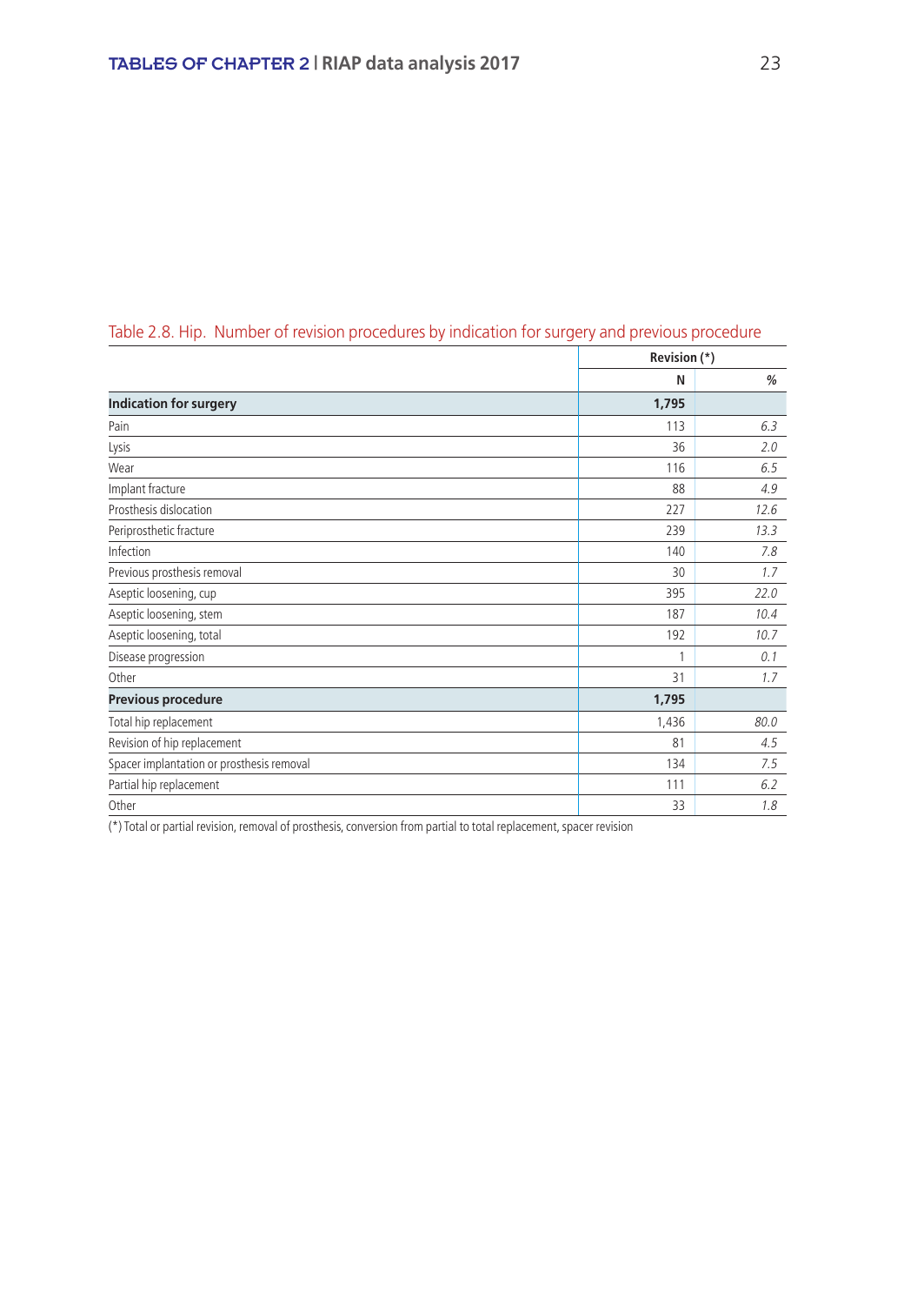Table 2.8. Hip. Number of revision procedures by indication for surgery and previous procedure

| | Revision (*) | |
|---|---|---|
| | N | % |
| **Indication for surgery** | **1,795** | |
| Pain | 113 | *6.3* |
| Lysis | 36 | *2.0* |
| Wear | 116 | *6.5* |
| Implant fracture | 88 | *4.9* |
| Prosthesis dislocation | 227 | *12.6* |
| Periprosthetic fracture | 239 | *13.3* |
| Infection | 140 | *7.8* |
| Previous prosthesis removal | 30 | *1.7* |
| Aseptic loosening, cup | 395 | *22.0* |
| Aseptic loosening, stem | 187 | *10.4* |
| Aseptic loosening, total | 192 | *10.7* |
| Disease progression | 1 | *0.1* |
| Other | 31 | *1.7* |
| **Previous procedure** | **1,795** | |
| Total hip replacement | 1,436 | *80.0* |
| Revision of hip replacement | 81 | *4.5* |
| Spacer implantation or prosthesis removal | 134 | *7.5* |
| Partial hip replacement | 111 | *6.2* |
| Other | 33 | *1.8* |

(*) Total or partial revision, removal of prosthesis, conversion from partial to total replacement, spacer revision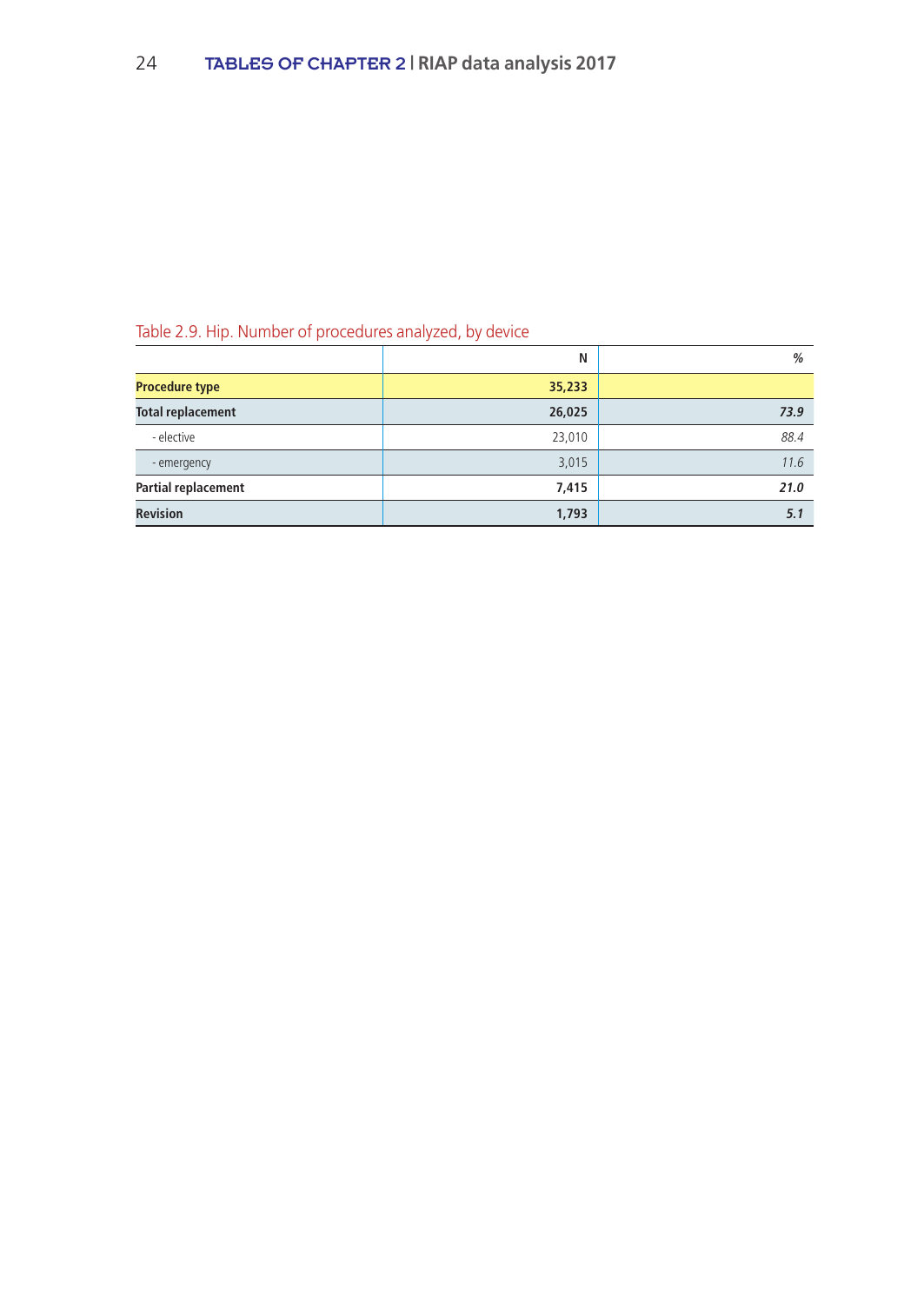Table 2.9. Hip. Number of procedures analyzed, by device

| | N | % |
|---|---|---|
| **Procedure type** | **35,233** | |
| **Total replacement** | **26,025** | ***73.9*** |
| - elective | 23,010 | *88.4* |
| - emergency | 3,015 | *11.6* |
| **Partial replacement** | **7,415** | ***21.0*** |
| **Revision** | **1,793** | ***5.1*** |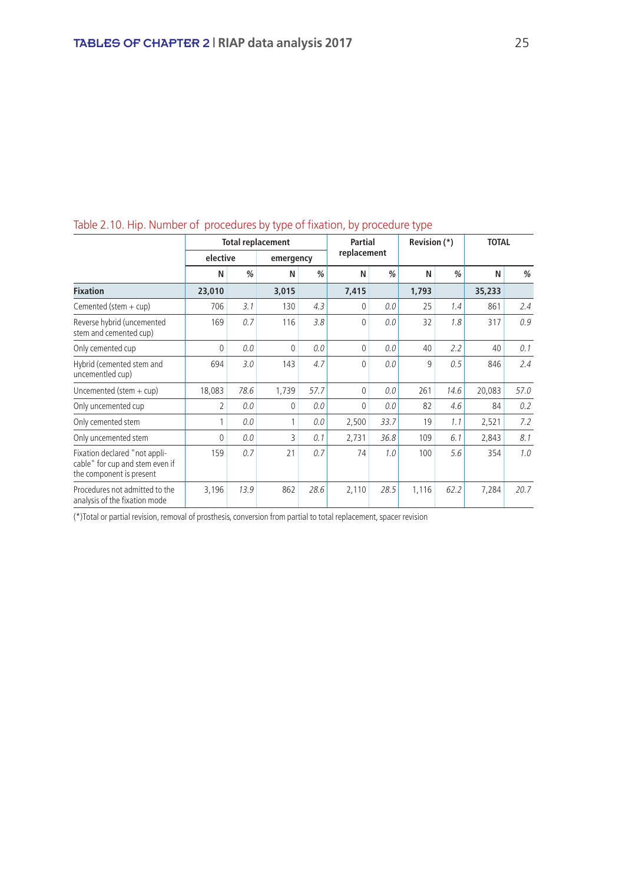Table 2.10. Hip. Number of procedures by type of fixation, by procedure type

| | Total replacement | | | | Partial replacement | | Revision (*) | | TOTAL | |
|---|---|---|---|---|---|---|---|---|---|---|
| | elective | | emergency | | | | | | | |
| | N | % | N | % | N | % | N | % | N | % |
| **Fixation** | **23,010** | | **3,015** | | **7,415** | | **1,793** | | **35,233** | |
| Cemented (stem + cup) | 706 | *3.1* | 130 | *4.3* | 0 | *0.0* | 25 | *1.4* | 861 | *2.4* |
| Reverse hybrid (uncemented stem and cemented cup) | 169 | *0.7* | 116 | *3.8* | 0 | *0.0* | 32 | *1.8* | 317 | *0.9* |
| Only cemented cup | 0 | *0.0* | 0 | *0.0* | 0 | *0.0* | 40 | *2.2* | 40 | *0.1* |
| Hybrid (cemented stem and uncementled cup) | 694 | *3.0* | 143 | *4.7* | 0 | *0.0* | 9 | *0.5* | 846 | *2.4* |
| Uncemented (stem + cup) | 18,083 | *78.6* | 1,739 | *57.7* | 0 | *0.0* | 261 | *14.6* | 20,083 | *57.0* |
| Only uncemented cup | 2 | *0.0* | 0 | *0.0* | 0 | *0.0* | 82 | *4.6* | 84 | *0.2* |
| Only cemented stem | 1 | *0.0* | 1 | *0.0* | 2,500 | *33.7* | 19 | *1.1* | 2,521 | *7.2* |
| Only uncemented stem | 0 | *0.0* | 3 | *0.1* | 2,731 | *36.8* | 109 | *6.1* | 2,843 | *8.1* |
| Fixation declared "not applicable" for cup and stem even if the component is present | 159 | *0.7* | 21 | *0.7* | 74 | *1.0* | 100 | *5.6* | 354 | *1.0* |
| Procedures not admitted to the analysis of the fixation mode | 3,196 | *13.9* | 862 | *28.6* | 2,110 | *28.5* | 1,116 | *62.2* | 7,284 | *20.7* |

(*)Total or partial revision, removal of prosthesis, conversion from partial to total replacement, spacer revision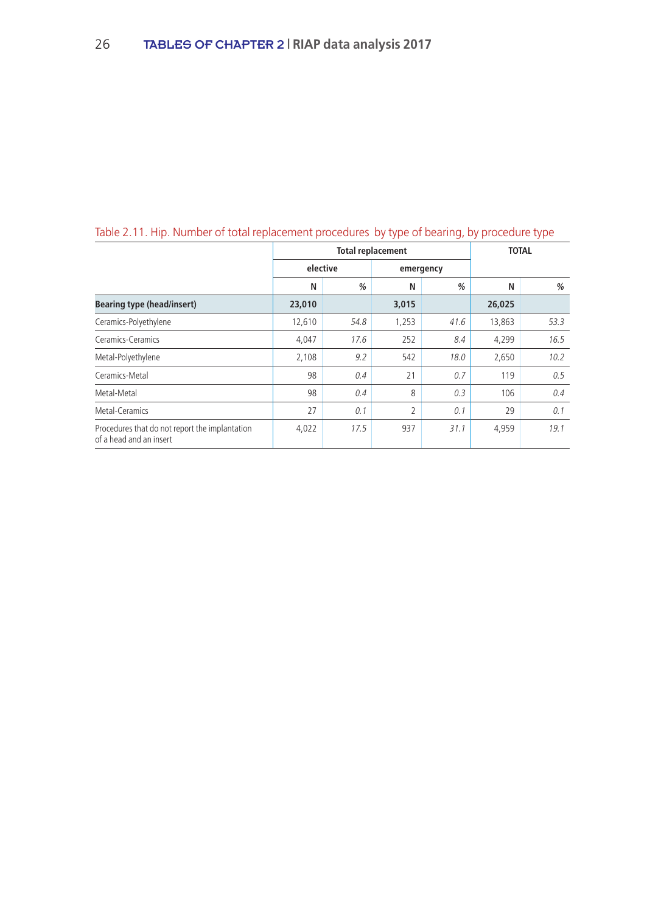Table 2.11. Hip. Number of total replacement procedures by type of bearing, by procedure type

| | Total replacement | | | | TOTAL | |
|---|---|---|---|---|---|---|
| | elective | | emergency | | | |
| | N | % | N | % | N | % |
| **Bearing type (head/insert)** | **23,010** | | **3,015** | | **26,025** | |
| Ceramics-Polyethylene | 12,610 | *54.8* | 1,253 | *41.6* | 13,863 | *53.3* |
| Ceramics-Ceramics | 4,047 | *17.6* | 252 | *8.4* | 4,299 | *16.5* |
| Metal-Polyethylene | 2,108 | *9.2* | 542 | *18.0* | 2,650 | *10.2* |
| Ceramics-Metal | 98 | *0.4* | 21 | *0.7* | 119 | *0.5* |
| Metal-Metal | 98 | *0.4* | 8 | *0.3* | 106 | *0.4* |
| Metal-Ceramics | 27 | *0.1* | 2 | *0.1* | 29 | *0.1* |
| Procedures that do not report the implantation of a head and an insert | 4,022 | *17.5* | 937 | *31.1* | 4,959 | *19.1* |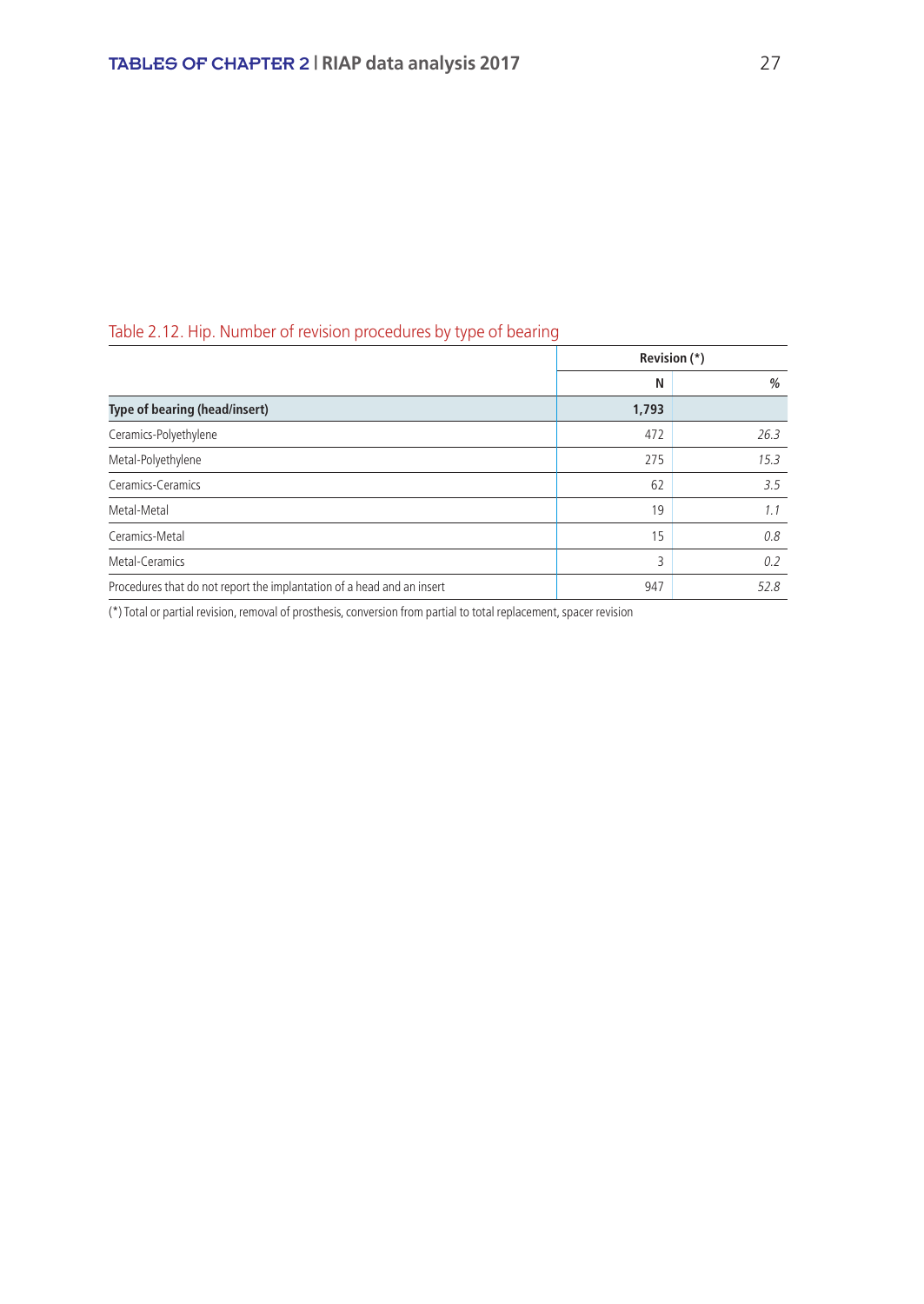Table 2.12. Hip. Number of revision procedures by type of bearing

| | Revision (*) | |
|---|---|---|
| | N | % |
| **Type of bearing (head/insert)** | **1,793** | |
| Ceramics-Polyethylene | 472 | *26.3* |
| Metal-Polyethylene | 275 | *15.3* |
| Ceramics-Ceramics | 62 | *3.5* |
| Metal-Metal | 19 | *1.1* |
| Ceramics-Metal | 15 | *0.8* |
| Metal-Ceramics | 3 | *0.2* |
| Procedures that do not report the implantation of a head and an insert | 947 | *52.8* |

(*) Total or partial revision, removal of prosthesis, conversion from partial to total replacement, spacer revision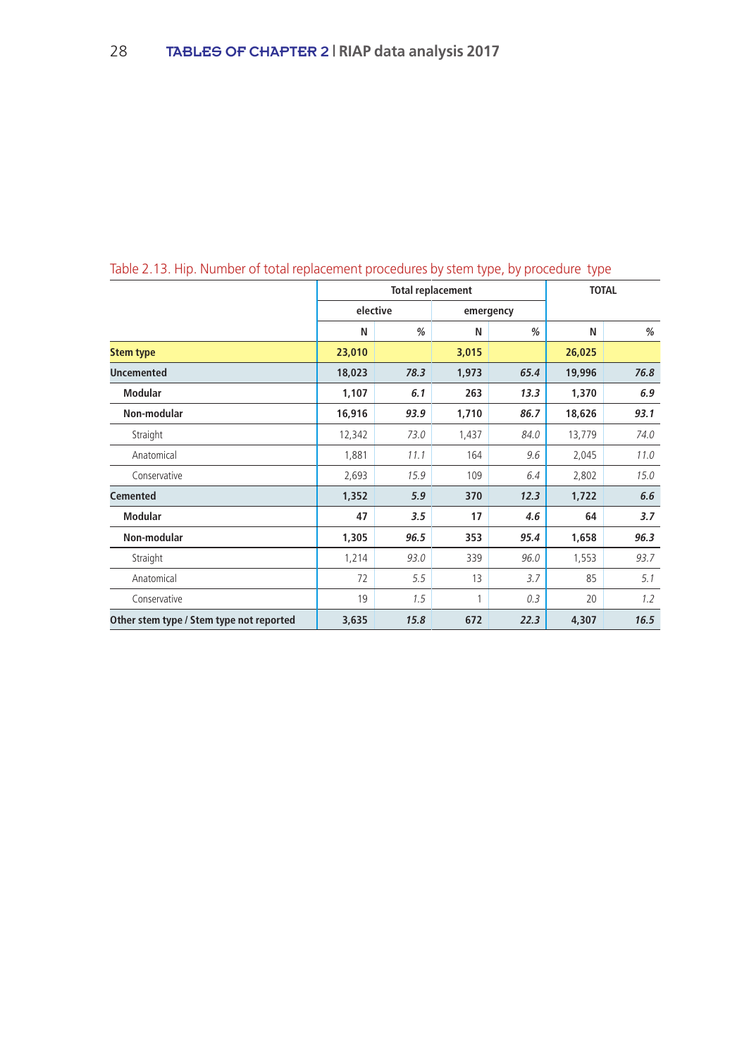Table 2.13. Hip. Number of total replacement procedures by stem type, by procedure type

| | Total replacement | | | | TOTAL | |
|---|---|---|---|---|---|---|
| | elective | | emergency | | | |
| | N | % | N | % | N | % |
| **Stem type** | **23,010** | | **3,015** | | **26,025** | |
| **Uncemented** | **18,023** | ***78.3*** | **1,973** | ***65.4*** | **19,996** | ***76.8*** |
| **Modular** | **1,107** | ***6.1*** | **263** | ***13.3*** | **1,370** | ***6.9*** |
| **Non-modular** | **16,916** | ***93.9*** | **1,710** | ***86.7*** | **18,626** | ***93.1*** |
| Straight | 12,342 | *73.0* | 1,437 | *84.0* | 13,779 | *74.0* |
| Anatomical | 1,881 | *11.1* | 164 | *9.6* | 2,045 | *11.0* |
| Conservative | 2,693 | *15.9* | 109 | *6.4* | 2,802 | *15.0* |
| **Cemented** | **1,352** | ***5.9*** | **370** | ***12.3*** | **1,722** | ***6.6*** |
| **Modular** | **47** | ***3.5*** | **17** | ***4.6*** | **64** | ***3.7*** |
| **Non-modular** | **1,305** | ***96.5*** | **353** | ***95.4*** | **1,658** | ***96.3*** |
| Straight | 1,214 | *93.0* | 339 | *96.0* | 1,553 | *93.7* |
| Anatomical | 72 | *5.5* | 13 | *3.7* | 85 | *5.1* |
| Conservative | 19 | *1.5* | 1 | *0.3* | 20 | *1.2* |
| **Other stem type / Stem type not reported** | **3,635** | ***15.8*** | **672** | ***22.3*** | **4,307** | ***16.5*** |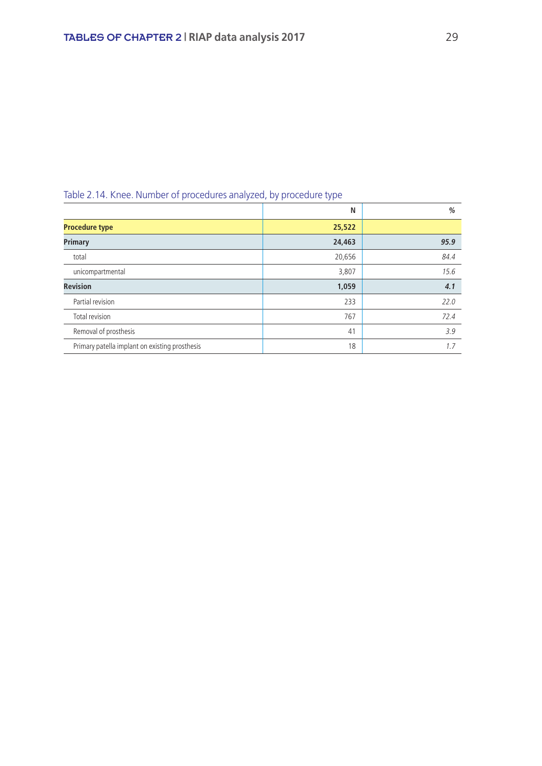Table 2.14. Knee. Number of procedures analyzed, by procedure type

| | N | % |
|---|---|---|
| **Procedure type** | **25,522** | |
| **Primary** | **24,463** | ***95.9*** |
| total | 20,656 | *84.4* |
| unicompartmental | 3,807 | *15.6* |
| **Revision** | **1,059** | ***4.1*** |
| Partial revision | 233 | *22.0* |
| Total revision | 767 | *72.4* |
| Removal of prosthesis | 41 | *3.9* |
| Primary patella implant on existing prosthesis | 18 | *1.7* |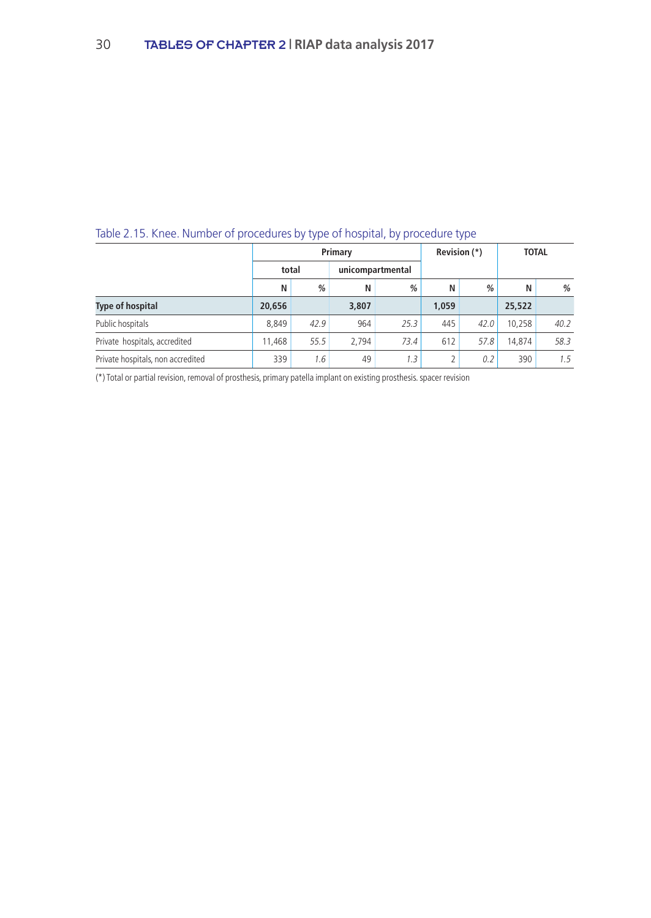Table 2.15. Knee. Number of procedures by type of hospital, by procedure type

| | Primary | | | | Revision (*) | | TOTAL | |
|---|---|---|---|---|---|---|---|---|
| | total | | unicompartmental | | | | | |
| | N | % | N | % | N | % | N | % |
| **Type of hospital** | **20,656** | | **3,807** | | **1,059** | | **25,522** | |
| Public hospitals | 8,849 | *42.9* | 964 | *25.3* | 445 | *42.0* | 10,258 | *40.2* |
| Private hospitals, accredited | 11,468 | *55.5* | 2,794 | *73.4* | 612 | *57.8* | 14,874 | *58.3* |
| Private hospitals, non accredited | 339 | *1.6* | 49 | *1.3* | 2 | *0.2* | 390 | *1.5* |

(*) Total or partial revision, removal of prosthesis, primary patella implant on existing prosthesis. spacer revision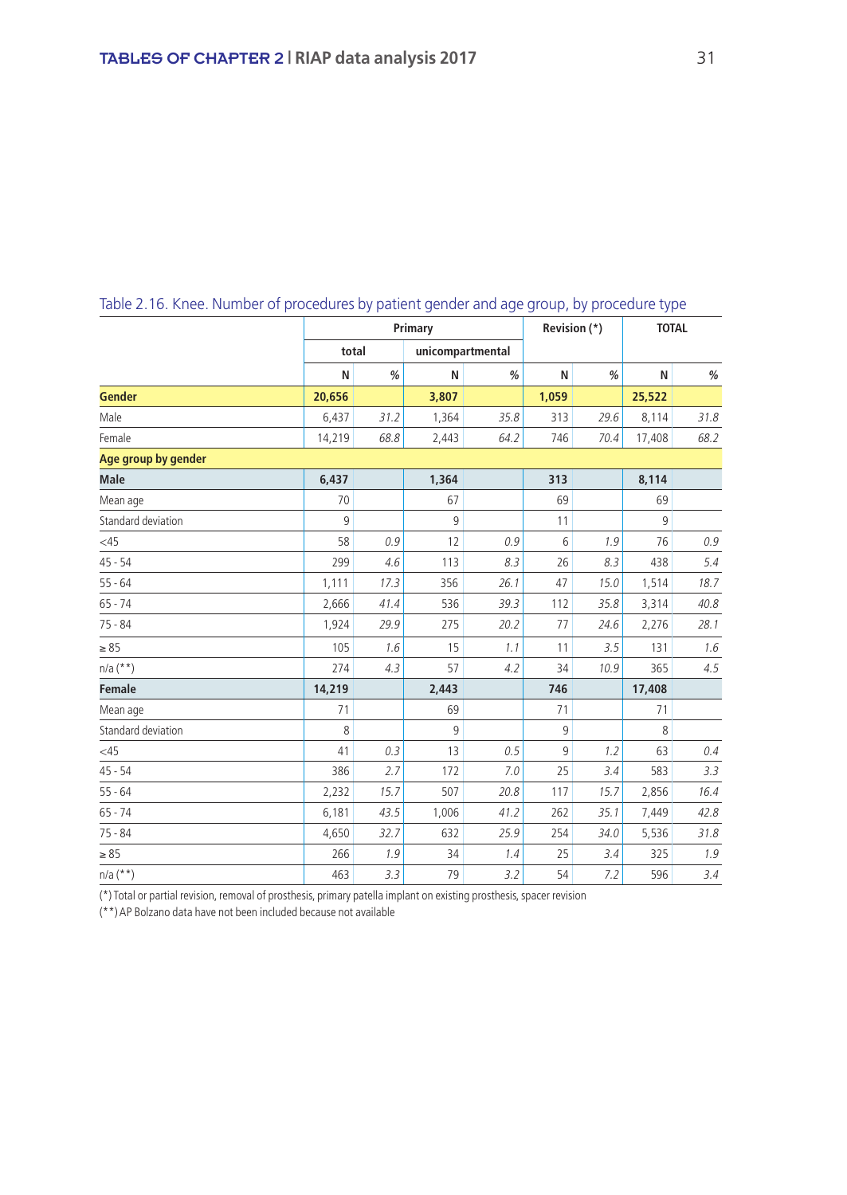Table 2.16. Knee. Number of procedures by patient gender and age group, by procedure type

| | Primary | | | | Revision (*) | | TOTAL | |
|---|---|---|---|---|---|---|---|---|
| | total | | unicompartmental | | | | | |
| | N | % | N | % | N | % | N | % |
| **Gender** | **20,656** | | **3,807** | | **1,059** | | **25,522** | |
| Male | 6,437 | *31.2* | 1,364 | *35.8* | 313 | *29.6* | 8,114 | *31.8* |
| Female | 14,219 | *68.8* | 2,443 | *64.2* | 746 | *70.4* | 17,408 | *68.2* |
| **Age group by gender** | | | | | | | | |
| **Male** | **6,437** | | **1,364** | | **313** | | **8,114** | |
| Mean age | 70 | | 67 | | 69 | | 69 | |
| Standard deviation | 9 | | 9 | | 11 | | 9 | |
| <45 | 58 | *0.9* | 12 | *0.9* | 6 | *1.9* | 76 | *0.9* |
| 45 - 54 | 299 | *4.6* | 113 | *8.3* | 26 | *8.3* | 438 | *5.4* |
| 55 - 64 | 1,111 | *17.3* | 356 | *26.1* | 47 | *15.0* | 1,514 | *18.7* |
| 65 - 74 | 2,666 | *41.4* | 536 | *39.3* | 112 | *35.8* | 3,314 | *40.8* |
| 75 - 84 | 1,924 | *29.9* | 275 | *20.2* | 77 | *24.6* | 2,276 | *28.1* |
| ≥ 85 | 105 | *1.6* | 15 | *1.1* | 11 | *3.5* | 131 | *1.6* |
| n/a (**) | 274 | *4.3* | 57 | *4.2* | 34 | *10.9* | 365 | *4.5* |
| **Female** | **14,219** | | **2,443** | | **746** | | **17,408** | |
| Mean age | 71 | | 69 | | 71 | | 71 | |
| Standard deviation | 8 | | 9 | | 9 | | 8 | |
| <45 | 41 | *0.3* | 13 | *0.5* | 9 | *1.2* | 63 | *0.4* |
| 45 - 54 | 386 | *2.7* | 172 | *7.0* | 25 | *3.4* | 583 | *3.3* |
| 55 - 64 | 2,232 | *15.7* | 507 | *20.8* | 117 | *15.7* | 2,856 | *16.4* |
| 65 - 74 | 6,181 | *43.5* | 1,006 | *41.2* | 262 | *35.1* | 7,449 | *42.8* |
| 75 - 84 | 4,650 | *32.7* | 632 | *25.9* | 254 | *34.0* | 5,536 | *31.8* |
| ≥ 85 | 266 | *1.9* | 34 | *1.4* | 25 | *3.4* | 325 | *1.9* |
| n/a (**) | 463 | *3.3* | 79 | *3.2* | 54 | *7.2* | 596 | *3.4* |

(*) Total or partial revision, removal of prosthesis, primary patella implant on existing prosthesis, spacer revision

(**) AP Bolzano data have not been included because not available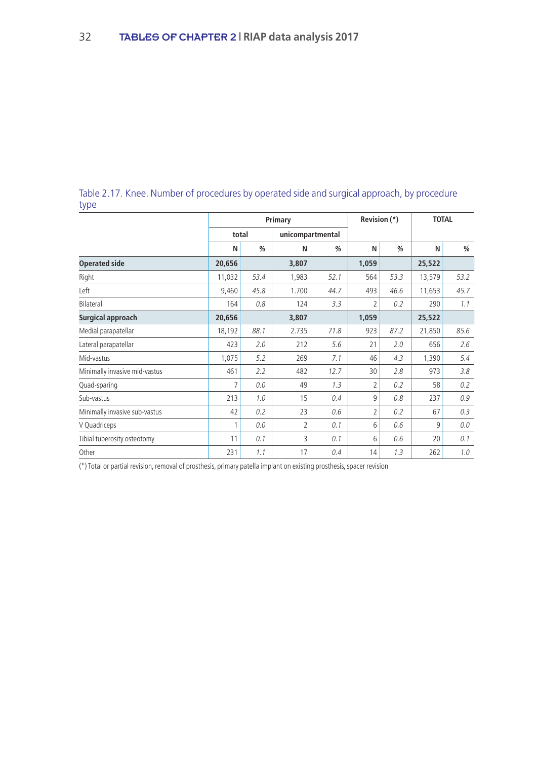Table 2.17. Knee. Number of procedures by operated side and surgical approach, by procedure type

| | Primary | | | | Revision (*) | | TOTAL | |
|---|---|---|---|---|---|---|---|---|
| | total | | unicompartmental | | | | | |
| | N | % | N | % | N | % | N | % |
| **Operated side** | **20,656** | | **3,807** | | **1,059** | | **25,522** | |
| Right | 11,032 | *53.4* | 1,983 | *52.1* | 564 | *53.3* | 13,579 | *53.2* |
| Left | 9,460 | *45.8* | 1.700 | *44.7* | 493 | *46.6* | 11,653 | *45.7* |
| Bilateral | 164 | *0.8* | 124 | *3.3* | 2 | *0.2* | 290 | *1.1* |
| **Surgical approach** | **20,656** | | **3,807** | | **1,059** | | **25,522** | |
| Medial parapatellar | 18,192 | *88.1* | 2.735 | *71.8* | 923 | *87.2* | 21,850 | *85.6* |
| Lateral parapatellar | 423 | *2.0* | 212 | *5.6* | 21 | *2.0* | 656 | *2.6* |
| Mid-vastus | 1,075 | *5.2* | 269 | *7.1* | 46 | *4.3* | 1,390 | *5.4* |
| Minimally invasive mid-vastus | 461 | *2.2* | 482 | *12.7* | 30 | *2.8* | 973 | *3.8* |
| Quad-sparing | 7 | *0.0* | 49 | *1.3* | 2 | *0.2* | 58 | *0.2* |
| Sub-vastus | 213 | *1.0* | 15 | *0.4* | 9 | *0.8* | 237 | *0.9* |
| Minimally invasive sub-vastus | 42 | *0.2* | 23 | *0.6* | 2 | *0.2* | 67 | *0.3* |
| V Quadriceps | 1 | *0.0* | 2 | *0.1* | 6 | *0.6* | 9 | *0.0* |
| Tibial tuberosity osteotomy | 11 | *0.1* | 3 | *0.1* | 6 | *0.6* | 20 | *0.1* |
| Other | 231 | *1.1* | 17 | *0.4* | 14 | *1.3* | 262 | *1.0* |

(*) Total or partial revision, removal of prosthesis, primary patella implant on existing prosthesis, spacer revision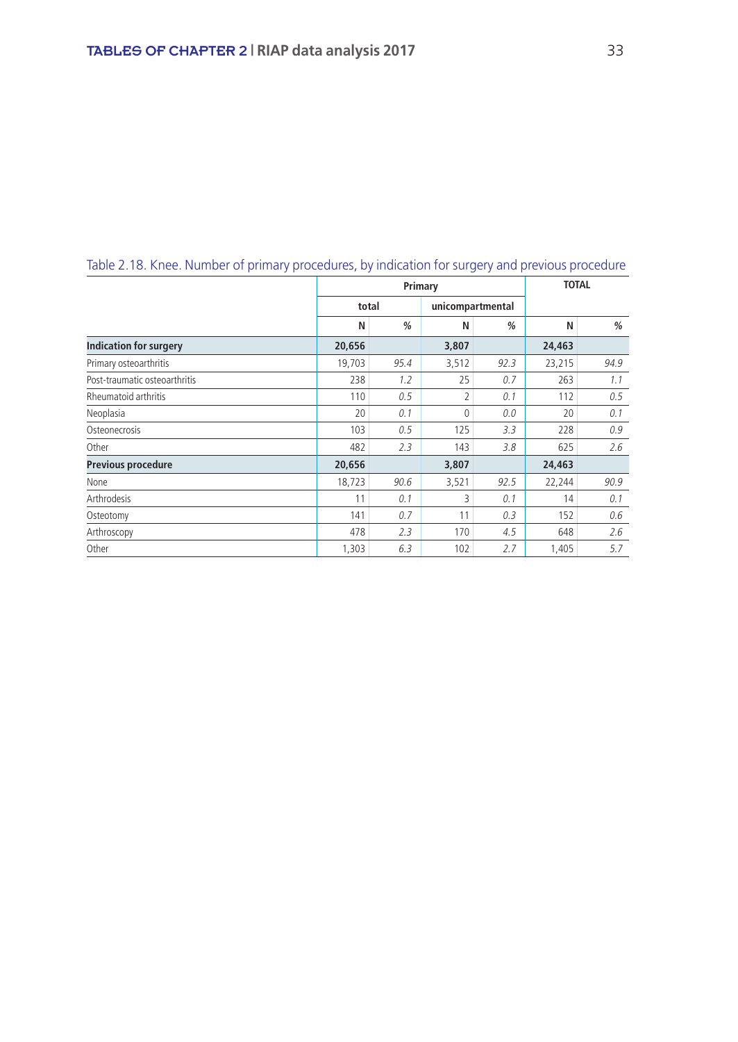Table 2.18. Knee. Number of primary procedures, by indication for surgery and previous procedure

| | Primary | | | | TOTAL | |
|---|---|---|---|---|---|---|
| | total | | unicompartmental | | | |
| | N | % | N | % | N | % |
| **Indication for surgery** | **20,656** | | **3,807** | | **24,463** | |
| Primary osteoarthritis | 19,703 | *95.4* | 3,512 | *92.3* | 23,215 | *94.9* |
| Post-traumatic osteoarthritis | 238 | *1.2* | 25 | *0.7* | 263 | *1.1* |
| Rheumatoid arthritis | 110 | *0.5* | 2 | *0.1* | 112 | *0.5* |
| Neoplasia | 20 | *0.1* | 0 | *0.0* | 20 | *0.1* |
| Osteonecrosis | 103 | *0.5* | 125 | *3.3* | 228 | *0.9* |
| Other | 482 | *2.3* | 143 | *3.8* | 625 | *2.6* |
| **Previous procedure** | **20,656** | | **3,807** | | **24,463** | |
| None | 18,723 | *90.6* | 3,521 | *92.5* | 22,244 | *90.9* |
| Arthrodesis | 11 | *0.1* | 3 | *0.1* | 14 | *0.1* |
| Osteotomy | 141 | *0.7* | 11 | *0.3* | 152 | *0.6* |
| Arthroscopy | 478 | *2.3* | 170 | *4.5* | 648 | *2.6* |
| Other | 1,303 | *6.3* | 102 | *2.7* | 1,405 | *5.7* |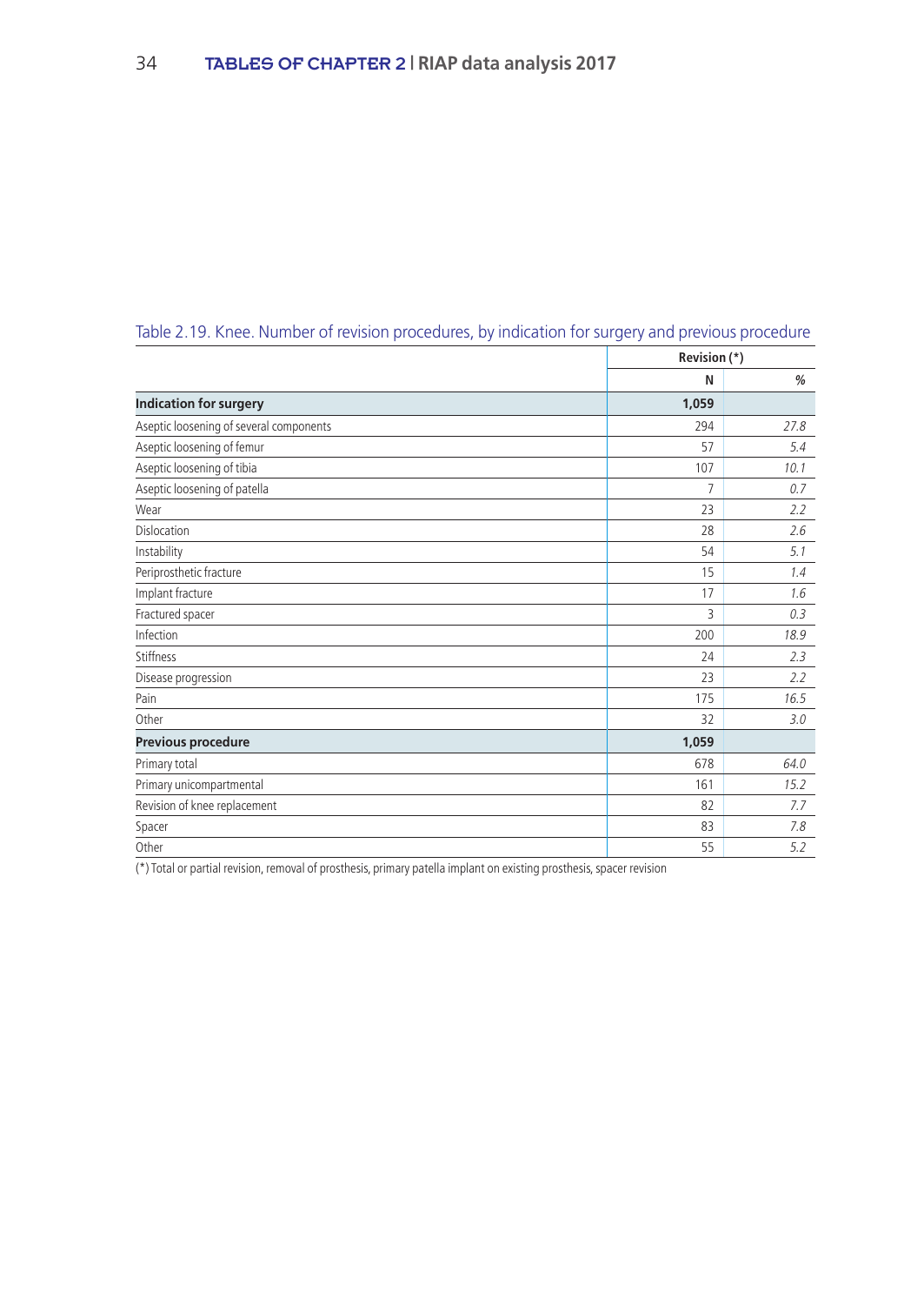Table 2.19. Knee. Number of revision procedures, by indication for surgery and previous procedure

| | Revision (*) | |
|---|---|---|
| | N | % |
| **Indication for surgery** | **1,059** | |
| Aseptic loosening of several components | 294 | *27.8* |
| Aseptic loosening of femur | 57 | *5.4* |
| Aseptic loosening of tibia | 107 | *10.1* |
| Aseptic loosening of patella | 7 | *0.7* |
| Wear | 23 | *2.2* |
| Dislocation | 28 | *2.6* |
| Instability | 54 | *5.1* |
| Periprosthetic fracture | 15 | *1.4* |
| Implant fracture | 17 | *1.6* |
| Fractured spacer | 3 | *0.3* |
| Infection | 200 | *18.9* |
| Stiffness | 24 | *2.3* |
| Disease progression | 23 | *2.2* |
| Pain | 175 | *16.5* |
| Other | 32 | *3.0* |
| **Previous procedure** | **1,059** | |
| Primary total | 678 | *64.0* |
| Primary unicompartmental | 161 | *15.2* |
| Revision of knee replacement | 82 | *7.7* |
| Spacer | 83 | *7.8* |
| Other | 55 | *5.2* |

(*) Total or partial revision, removal of prosthesis, primary patella implant on existing prosthesis, spacer revision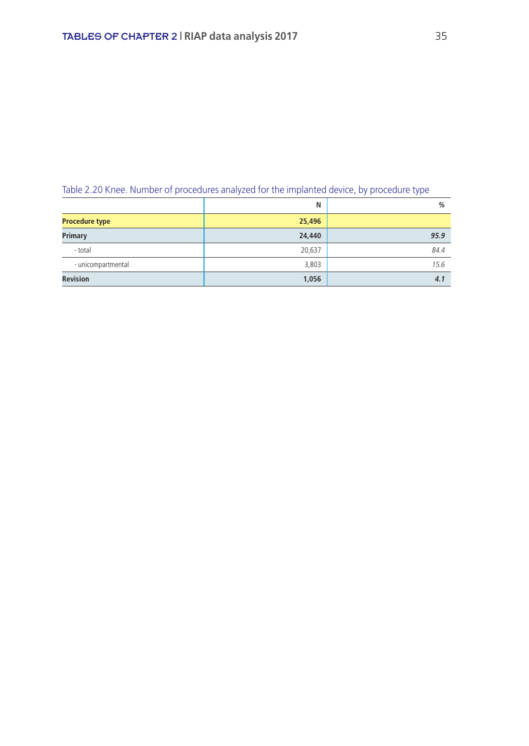Table 2.20 Knee. Number of procedures analyzed for the implanted device, by procedure type

| | N | % |
|---|---|---|
| **Procedure type** | **25,496** | |
| **Primary** | **24,440** | ***95.9*** |
| - total | 20,637 | *84.4* |
| - unicompartmental | 3,803 | *15.6* |
| **Revision** | **1,056** | ***4.1*** |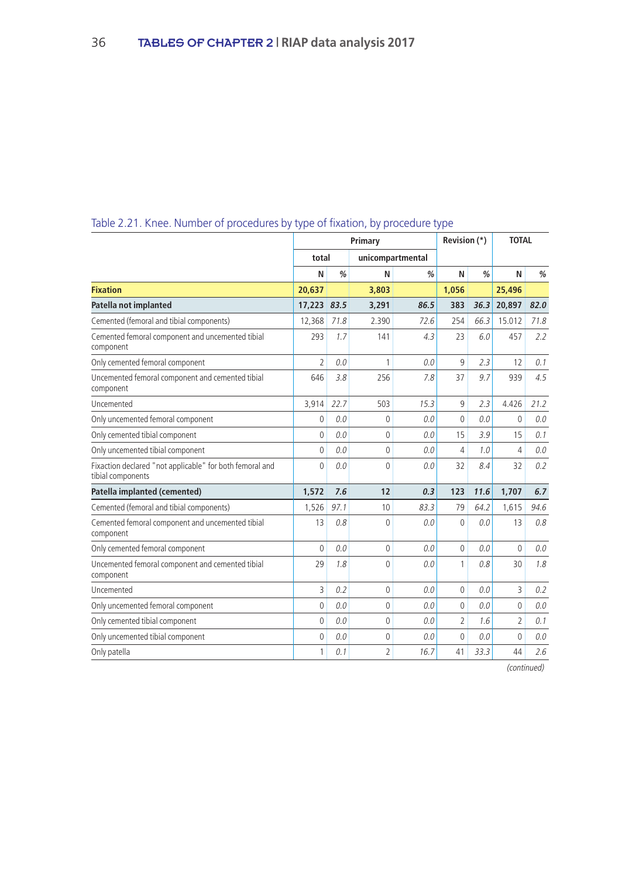Table 2.21. Knee. Number of procedures by type of fixation, by procedure type

| | Primary | | | | Revision (*) | | TOTAL | |
|---|---|---|---|---|---|---|---|---|
| | total | | unicompartmental | | | | | |
| | N | % | N | % | N | % | N | % |
| **Fixation** | **20,637** | | **3,803** | | **1,056** | | **25,496** | |
| **Patella not implanted** | **17,223** | ***83.5*** | **3,291** | ***86.5*** | **383** | ***36.3*** | **20,897** | ***82.0*** |
| Cemented (femoral and tibial components) | 12,368 | *71.8* | 2.390 | *72.6* | 254 | *66.3* | 15.012 | *71.8* |
| Cemented femoral component and uncemented tibial component | 293 | *1.7* | 141 | *4.3* | 23 | *6.0* | 457 | *2.2* |
| Only cemented femoral component | 2 | *0.0* | 1 | *0.0* | 9 | *2.3* | 12 | *0.1* |
| Uncemented femoral component and cemented tibial component | 646 | *3.8* | 256 | *7.8* | 37 | *9.7* | 939 | *4.5* |
| Uncemented | 3,914 | *22.7* | 503 | *15.3* | 9 | *2.3* | 4.426 | *21.2* |
| Only uncemented femoral component | 0 | *0.0* | 0 | *0.0* | 0 | *0.0* | 0 | *0.0* |
| Only cemented tibial component | 0 | *0.0* | 0 | *0.0* | 15 | *3.9* | 15 | *0.1* |
| Only uncemented tibial component | 0 | *0.0* | 0 | *0.0* | 4 | *1.0* | 4 | *0.0* |
| Fixaction declared "not applicable" for both femoral and tibial components | 0 | *0.0* | 0 | *0.0* | 32 | *8.4* | 32 | *0.2* |
| **Patella implanted (cemented)** | **1,572** | ***7.6*** | **12** | ***0.3*** | **123** | ***11.6*** | **1,707** | ***6.7*** |
| Cemented (femoral and tibial components) | 1,526 | *97.1* | 10 | *83.3* | 79 | *64.2* | 1,615 | *94.6* |
| Cemented femoral component and uncemented tibial component | 13 | *0.8* | 0 | *0.0* | 0 | *0.0* | 13 | *0.8* |
| Only cemented femoral component | 0 | *0.0* | 0 | *0.0* | 0 | *0.0* | 0 | *0.0* |
| Uncemented femoral component and cemented tibial component | 29 | *1.8* | 0 | *0.0* | 1 | *0.8* | 30 | *1.8* |
| Uncemented | 3 | *0.2* | 0 | *0.0* | 0 | *0.0* | 3 | *0.2* |
| Only uncemented femoral component | 0 | *0.0* | 0 | *0.0* | 0 | *0.0* | 0 | *0.0* |
| Only cemented tibial component | 0 | *0.0* | 0 | *0.0* | 2 | *1.6* | 2 | *0.1* |
| Only uncemented tibial component | 0 | *0.0* | 0 | *0.0* | 0 | *0.0* | 0 | *0.0* |
| Only patella | 1 | *0.1* | 2 | *16.7* | 41 | *33.3* | 44 | *2.6* |

*(continued)*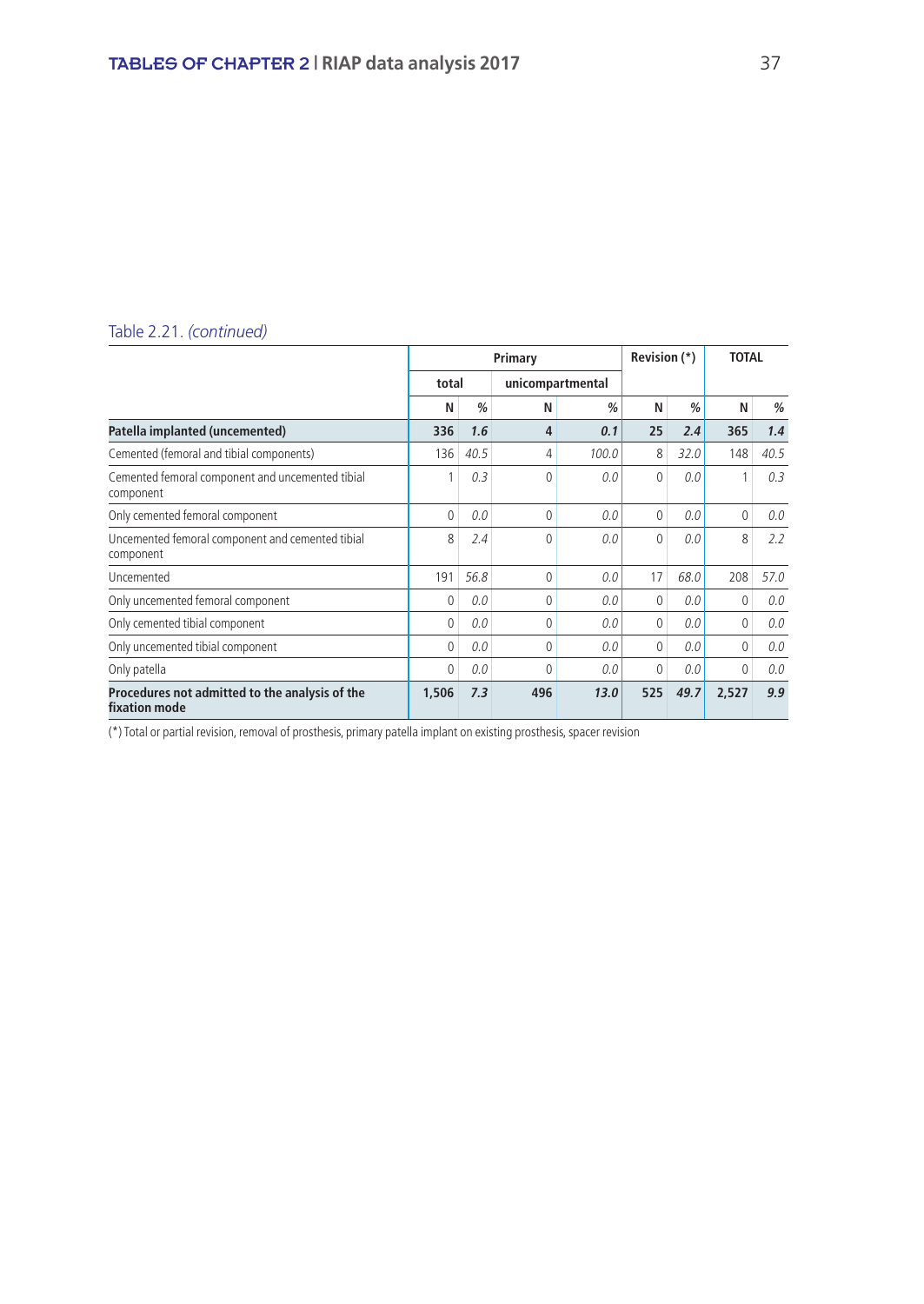Table 2.21. *(continued)*

| | Primary | | | | Revision (*) | | TOTAL | |
|---|---|---|---|---|---|---|---|---|
| | total | | unicompartmental | | | | | |
| | N | % | N | % | N | % | N | % |
| **Patella implanted (uncemented)** | **336** | ***1.6*** | **4** | ***0.1*** | **25** | ***2.4*** | **365** | ***1.4*** |
| Cemented (femoral and tibial components) | 136 | *40.5* | 4 | *100.0* | 8 | *32.0* | 148 | *40.5* |
| Cemented femoral component and uncemented tibial component | 1 | *0.3* | 0 | *0.0* | 0 | *0.0* | 1 | *0.3* |
| Only cemented femoral component | 0 | *0.0* | 0 | *0.0* | 0 | *0.0* | 0 | *0.0* |
| Uncemented femoral component and cemented tibial component | 8 | *2.4* | 0 | *0.0* | 0 | *0.0* | 8 | *2.2* |
| Uncemented | 191 | *56.8* | 0 | *0.0* | 17 | *68.0* | 208 | *57.0* |
| Only uncemented femoral component | 0 | *0.0* | 0 | *0.0* | 0 | *0.0* | 0 | *0.0* |
| Only cemented tibial component | 0 | *0.0* | 0 | *0.0* | 0 | *0.0* | 0 | *0.0* |
| Only uncemented tibial component | 0 | *0.0* | 0 | *0.0* | 0 | *0.0* | 0 | *0.0* |
| Only patella | 0 | *0.0* | 0 | *0.0* | 0 | *0.0* | 0 | *0.0* |
| **Procedures not admitted to the analysis of the fixation mode** | **1,506** | ***7.3*** | **496** | ***13.0*** | **525** | ***49.7*** | **2,527** | ***9.9*** |

(*) Total or partial revision, removal of prosthesis, primary patella implant on existing prosthesis, spacer revision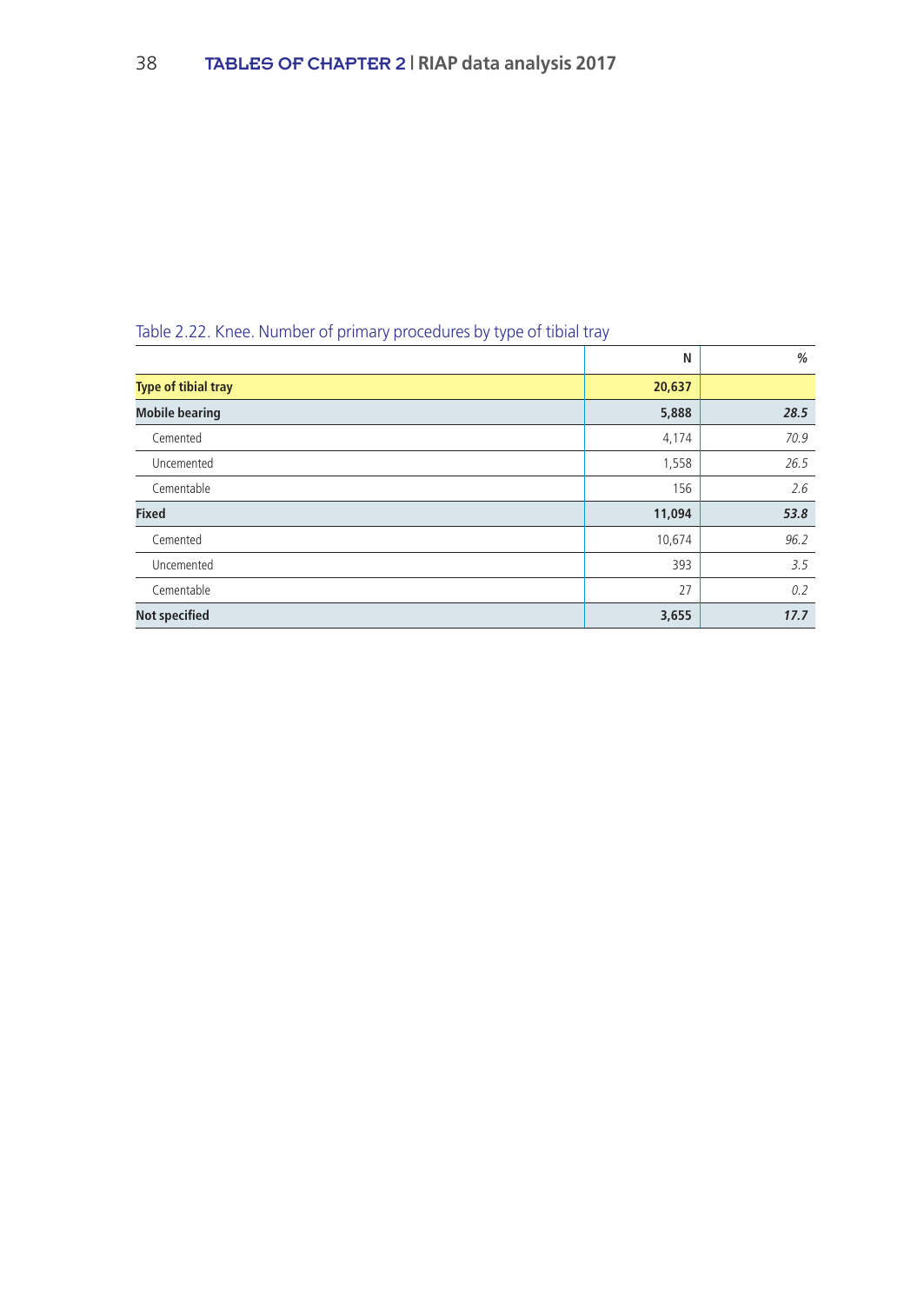Table 2.22. Knee. Number of primary procedures by type of tibial tray

| | N | % |
|---|---|---|
| **Type of tibial tray** | **20,637** | |
| **Mobile bearing** | **5,888** | ***28.5*** |
| Cemented | 4,174 | *70.9* |
| Uncemented | 1,558 | *26.5* |
| Cementable | 156 | *2.6* |
| **Fixed** | **11,094** | ***53.8*** |
| Cemented | 10,674 | *96.2* |
| Uncemented | 393 | *3.5* |
| Cementable | 27 | *0.2* |
| **Not specified** | **3,655** | ***17.7*** |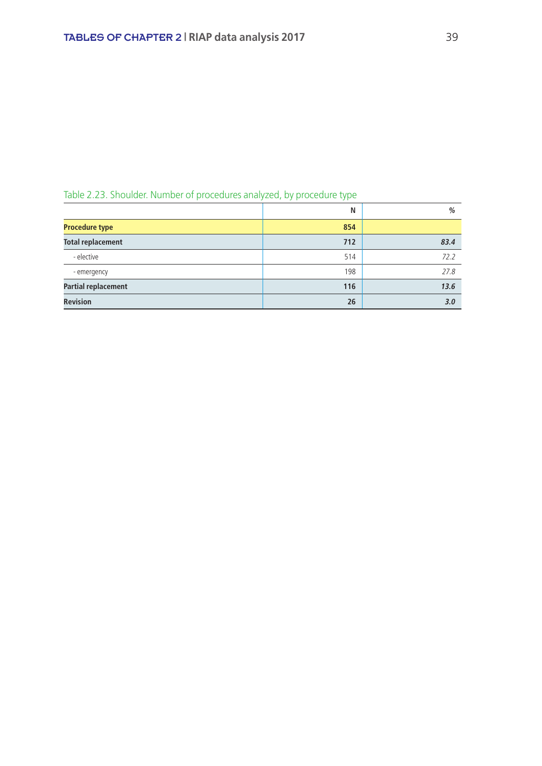Table 2.23. Shoulder. Number of procedures analyzed, by procedure type

| | N | % |
|---|---|---|
| **Procedure type** | **854** | |
| **Total replacement** | **712** | ***83.4*** |
| - elective | 514 | *72.2* |
| - emergency | 198 | *27.8* |
| **Partial replacement** | **116** | ***13.6*** |
| **Revision** | **26** | ***3.0*** |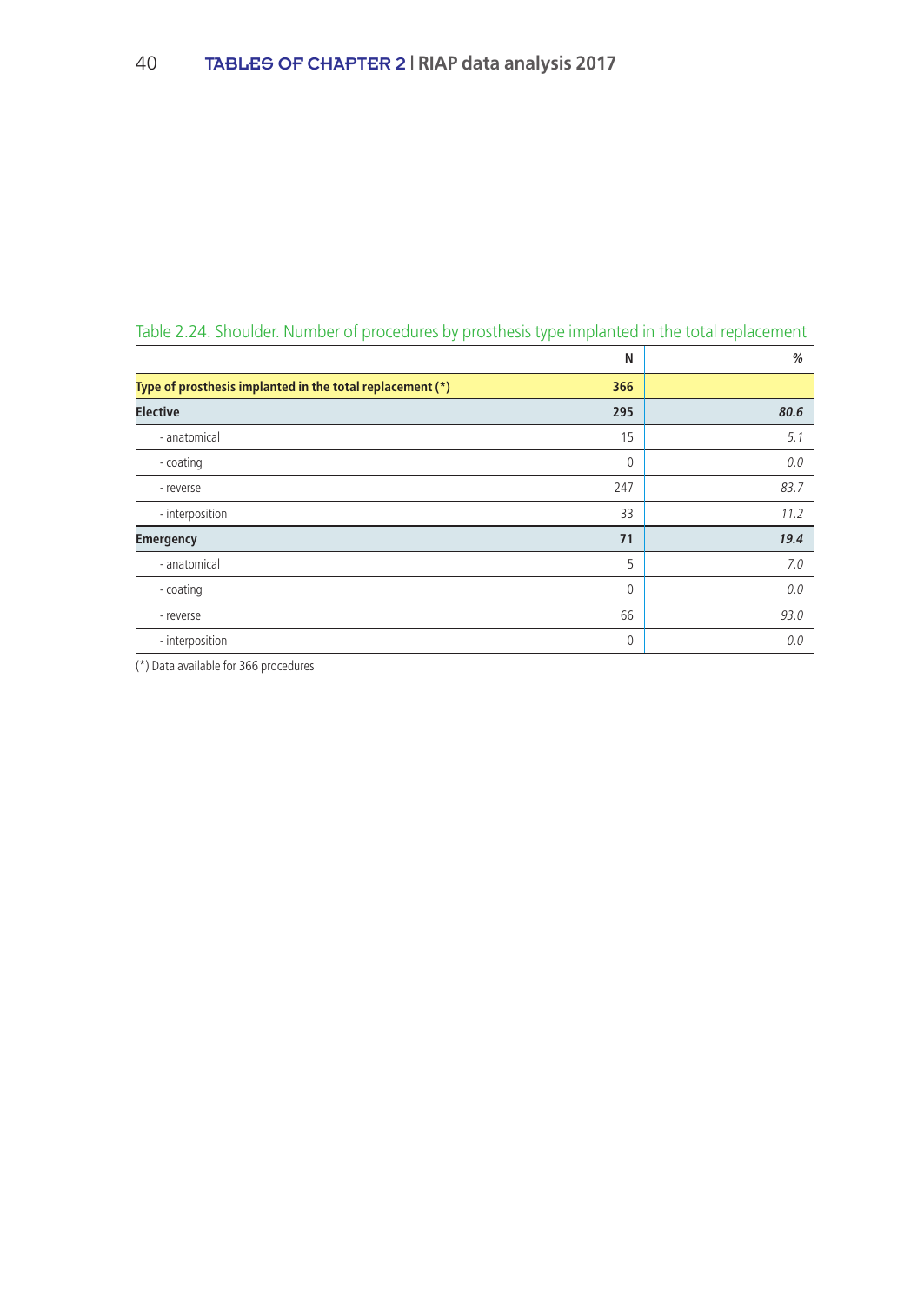Table 2.24. Shoulder. Number of procedures by prosthesis type implanted in the total replacement

| | N | % |
|---|---|---|
| **Type of prosthesis implanted in the total replacement (*)** | **366** | |
| **Elective** | **295** | ***80.6*** |
| - anatomical | 15 | *5.1* |
| - coating | 0 | *0.0* |
| - reverse | 247 | *83.7* |
| - interposition | 33 | *11.2* |
| **Emergency** | **71** | ***19.4*** |
| - anatomical | 5 | *7.0* |
| - coating | 0 | *0.0* |
| - reverse | 66 | *93.0* |
| - interposition | 0 | *0.0* |

(*) Data available for 366 procedures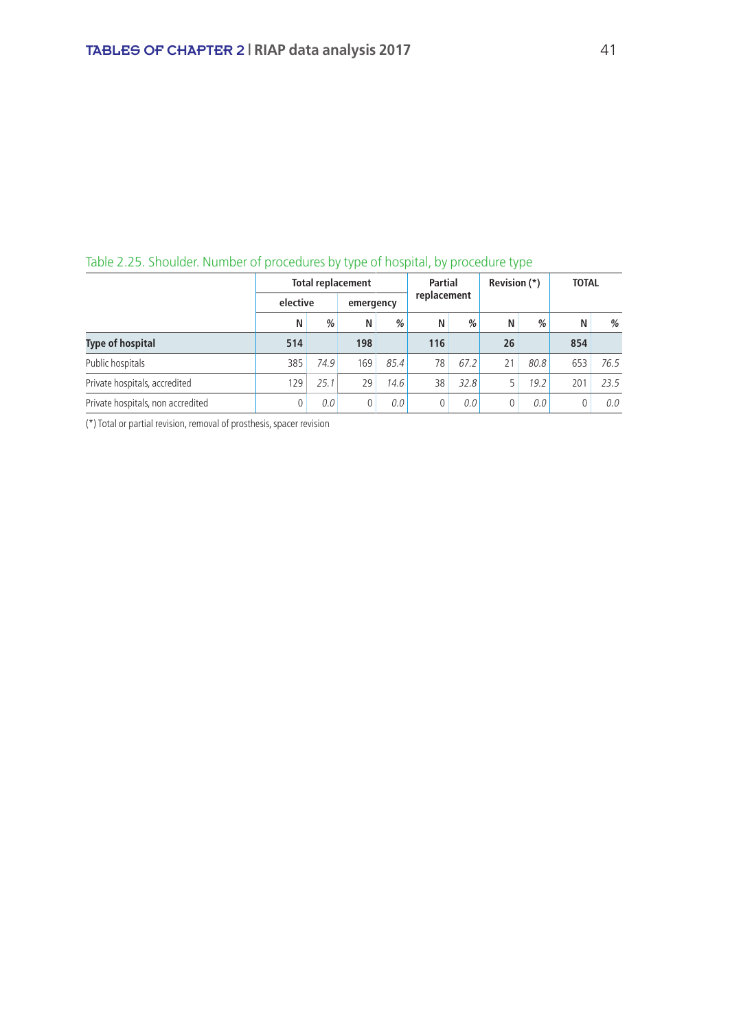Table 2.25. Shoulder. Number of procedures by type of hospital, by procedure type

| | Total replacement | | | | Partial replacement | | Revision (*) | | TOTAL | |
|---|---|---|---|---|---|---|---|---|---|---|
| | elective | | emergency | | | | | | | |
| | N | % | N | % | N | % | N | % | N | % |
| **Type of hospital** | **514** | | **198** | | **116** | | **26** | | **854** | |
| Public hospitals | 385 | *74.9* | 169 | *85.4* | 78 | *67.2* | 21 | *80.8* | 653 | *76.5* |
| Private hospitals, accredited | 129 | *25.1* | 29 | *14.6* | 38 | *32.8* | 5 | *19.2* | 201 | *23.5* |
| Private hospitals, non accredited | 0 | *0.0* | 0 | *0.0* | 0 | *0.0* | 0 | *0.0* | 0 | *0.0* |

(*) Total or partial revision, removal of prosthesis, spacer revision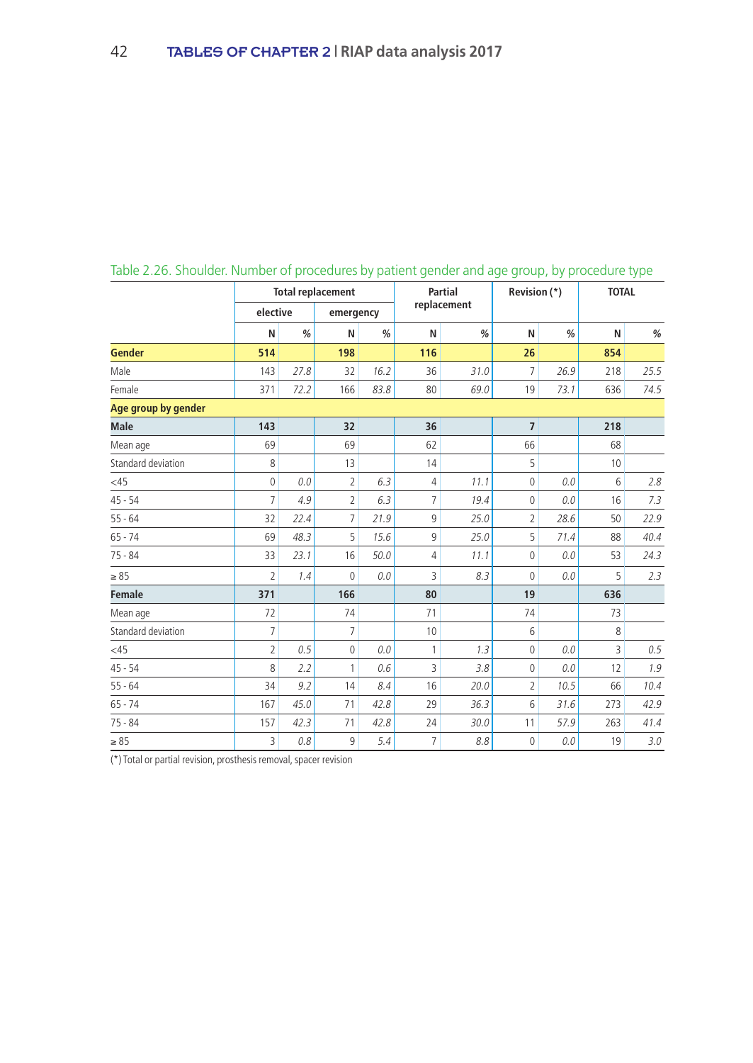Table 2.26. Shoulder. Number of procedures by patient gender and age group, by procedure type

| | Total replacement | | | | Partial replacement | | Revision (*) | | TOTAL | |
|---|---|---|---|---|---|---|---|---|---|---|
| | elective | | emergency | | | | | | | |
| | N | % | N | % | N | % | N | % | N | % |
| **Gender** | **514** | | **198** | | **116** | | **26** | | **854** | |
| Male | 143 | *27.8* | 32 | *16.2* | 36 | *31.0* | 7 | *26.9* | 218 | *25.5* |
| Female | 371 | *72.2* | 166 | *83.8* | 80 | *69.0* | 19 | *73.1* | 636 | *74.5* |
| **Age group by gender** | | | | | | | | | | |
| **Male** | **143** | | **32** | | **36** | | **7** | | **218** | |
| Mean age | 69 | | 69 | | 62 | | 66 | | 68 | |
| Standard deviation | 8 | | 13 | | 14 | | 5 | | 10 | |
| <45 | 0 | *0.0* | 2 | *6.3* | 4 | *11.1* | 0 | *0.0* | 6 | *2.8* |
| 45 - 54 | 7 | *4.9* | 2 | *6.3* | 7 | *19.4* | 0 | *0.0* | 16 | *7.3* |
| 55 - 64 | 32 | *22.4* | 7 | *21.9* | 9 | *25.0* | 2 | *28.6* | 50 | *22.9* |
| 65 - 74 | 69 | *48.3* | 5 | *15.6* | 9 | *25.0* | 5 | *71.4* | 88 | *40.4* |
| 75 - 84 | 33 | *23.1* | 16 | *50.0* | 4 | *11.1* | 0 | *0.0* | 53 | *24.3* |
| ≥ 85 | 2 | *1.4* | 0 | *0.0* | 3 | *8.3* | 0 | *0.0* | 5 | *2.3* |
| **Female** | **371** | | **166** | | **80** | | **19** | | **636** | |
| Mean age | 72 | | 74 | | 71 | | 74 | | 73 | |
| Standard deviation | 7 | | 7 | | 10 | | 6 | | 8 | |
| <45 | 2 | *0.5* | 0 | *0.0* | 1 | *1.3* | 0 | *0.0* | 3 | *0.5* |
| 45 - 54 | 8 | *2.2* | 1 | *0.6* | 3 | *3.8* | 0 | *0.0* | 12 | *1.9* |
| 55 - 64 | 34 | *9.2* | 14 | *8.4* | 16 | *20.0* | 2 | *10.5* | 66 | *10.4* |
| 65 - 74 | 167 | *45.0* | 71 | *42.8* | 29 | *36.3* | 6 | *31.6* | 273 | *42.9* |
| 75 - 84 | 157 | *42.3* | 71 | *42.8* | 24 | *30.0* | 11 | *57.9* | 263 | *41.4* |
| ≥ 85 | 3 | *0.8* | 9 | *5.4* | 7 | *8.8* | 0 | *0.0* | 19 | *3.0* |

(*) Total or partial revision, prosthesis removal, spacer revision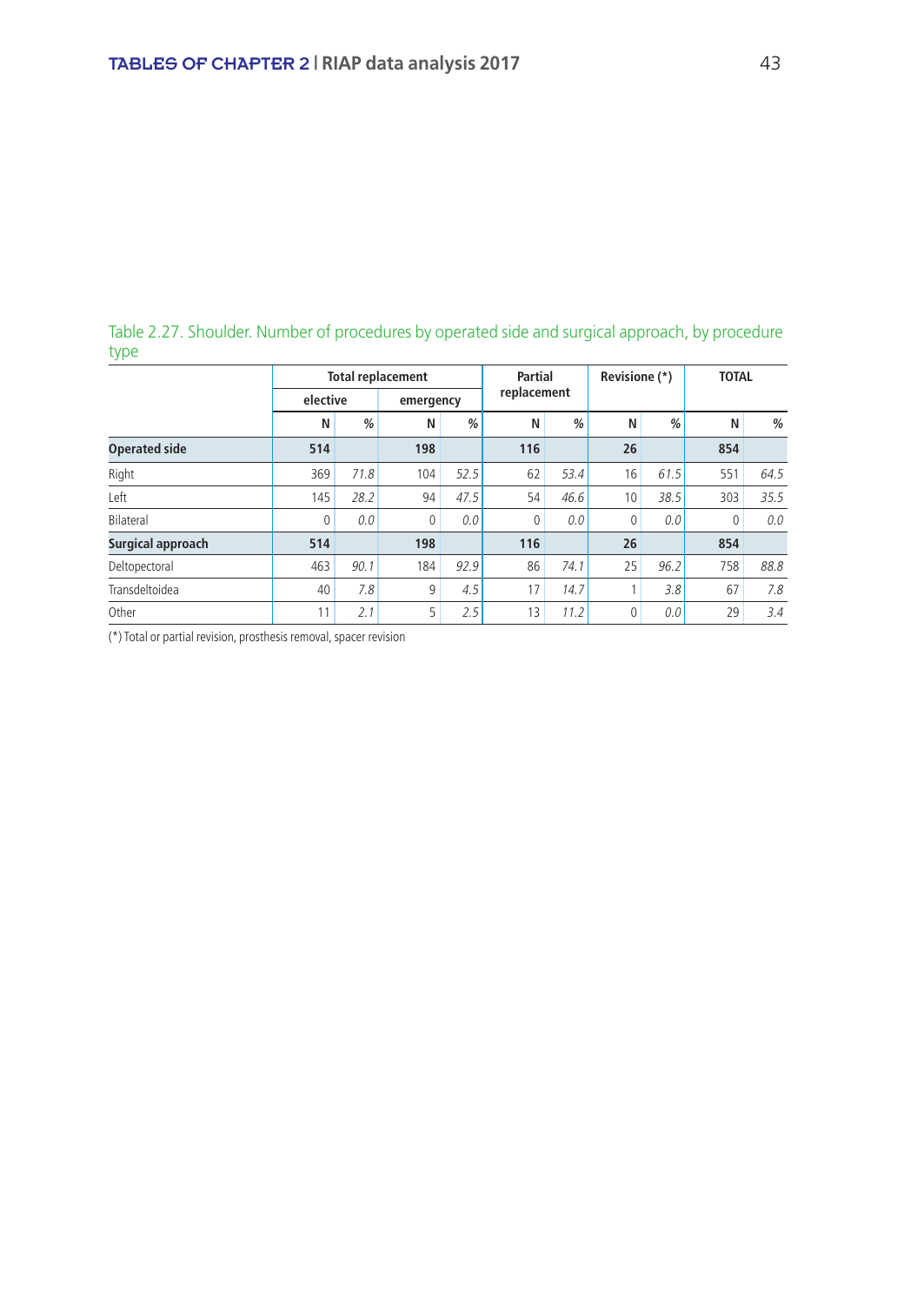Table 2.27. Shoulder. Number of procedures by operated side and surgical approach, by procedure type

| | Total replacement | | | | Partial replacement | | Revisione (*) | | TOTAL | |
|---|---|---|---|---|---|---|---|---|---|---|
| | elective | | emergency | | | | | | | |
| | N | % | N | % | N | % | N | % | N | % |
| **Operated side** | **514** | | **198** | | **116** | | **26** | | **854** | |
| Right | 369 | *71.8* | 104 | *52.5* | 62 | *53.4* | 16 | *61.5* | 551 | *64.5* |
| Left | 145 | *28.2* | 94 | *47.5* | 54 | *46.6* | 10 | *38.5* | 303 | *35.5* |
| Bilateral | 0 | *0.0* | 0 | *0.0* | 0 | *0.0* | 0 | *0.0* | 0 | *0.0* |
| **Surgical approach** | **514** | | **198** | | **116** | | **26** | | **854** | |
| Deltopectoral | 463 | *90.1* | 184 | *92.9* | 86 | *74.1* | 25 | *96.2* | 758 | *88.8* |
| Transdeltoidea | 40 | *7.8* | 9 | *4.5* | 17 | *14.7* | 1 | *3.8* | 67 | *7.8* |
| Other | 11 | *2.1* | 5 | *2.5* | 13 | *11.2* | 0 | *0.0* | 29 | *3.4* |

(*) Total or partial revision, prosthesis removal, spacer revision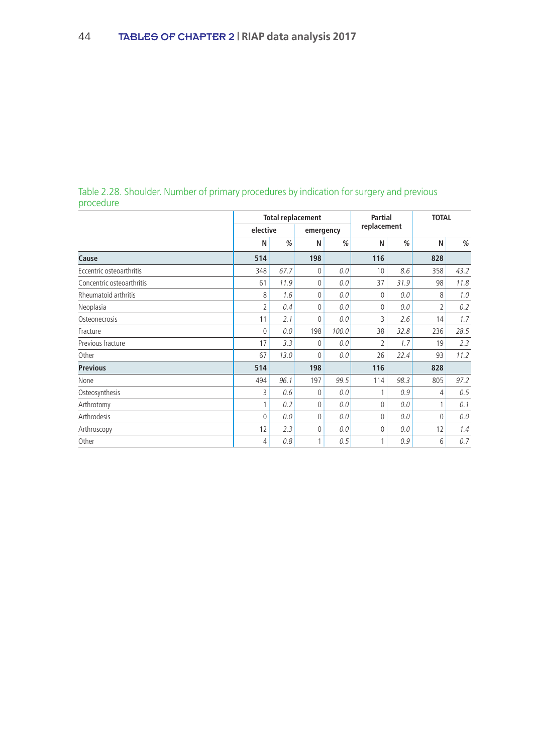Table 2.28. Shoulder. Number of primary procedures by indication for surgery and previous procedure

| | Total replacement | | | | Partial replacement | | TOTAL | |
|---|---|---|---|---|---|---|---|---|
| | elective | | emergency | | | | | |
| | N | % | N | % | N | % | N | % |
| **Cause** | **514** | | **198** | | **116** | | **828** | |
| Eccentric osteoarthritis | 348 | *67.7* | 0 | *0.0* | 10 | *8.6* | 358 | *43.2* |
| Concentric osteoarthritis | 61 | *11.9* | 0 | *0.0* | 37 | *31.9* | 98 | *11.8* |
| Rheumatoid arthritis | 8 | *1.6* | 0 | *0.0* | 0 | *0.0* | 8 | *1.0* |
| Neoplasia | 2 | *0.4* | 0 | *0.0* | 0 | *0.0* | 2 | *0.2* |
| Osteonecrosis | 11 | *2.1* | 0 | *0.0* | 3 | *2.6* | 14 | *1.7* |
| Fracture | 0 | *0.0* | 198 | *100.0* | 38 | *32.8* | 236 | *28.5* |
| Previous fracture | 17 | *3.3* | 0 | *0.0* | 2 | *1.7* | 19 | *2.3* |
| Other | 67 | *13.0* | 0 | *0.0* | 26 | *22.4* | 93 | *11.2* |
| **Previous** | **514** | | **198** | | **116** | | **828** | |
| None | 494 | *96.1* | 197 | *99.5* | 114 | *98.3* | 805 | *97.2* |
| Osteosynthesis | 3 | *0.6* | 0 | *0.0* | 1 | *0.9* | 4 | *0.5* |
| Arthrotomy | 1 | *0.2* | 0 | *0.0* | 0 | *0.0* | 1 | *0.1* |
| Arthrodesis | 0 | *0.0* | 0 | *0.0* | 0 | *0.0* | 0 | *0.0* |
| Arthroscopy | 12 | *2.3* | 0 | *0.0* | 0 | *0.0* | 12 | *1.4* |
| Other | 4 | *0.8* | 1 | *0.5* | 1 | *0.9* | 6 | *0.7* |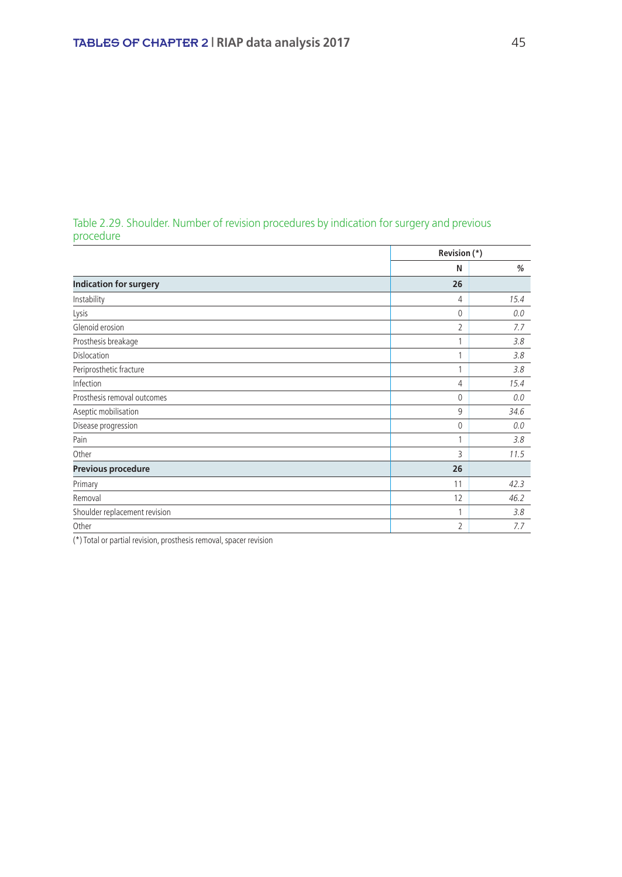Table 2.29. Shoulder. Number of revision procedures by indication for surgery and previous procedure

| | Revision (*) | |
|---|---|---|
| | N | % |
| **Indication for surgery** | **26** | |
| Instability | 4 | *15.4* |
| Lysis | 0 | *0.0* |
| Glenoid erosion | 2 | *7.7* |
| Prosthesis breakage | 1 | *3.8* |
| Dislocation | 1 | *3.8* |
| Periprosthetic fracture | 1 | *3.8* |
| Infection | 4 | *15.4* |
| Prosthesis removal outcomes | 0 | *0.0* |
| Aseptic mobilisation | 9 | *34.6* |
| Disease progression | 0 | *0.0* |
| Pain | 1 | *3.8* |
| Other | 3 | *11.5* |
| **Previous procedure** | **26** | |
| Primary | 11 | *42.3* |
| Removal | 12 | *46.2* |
| Shoulder replacement revision | 1 | *3.8* |
| Other | 2 | *7.7* |

(*) Total or partial revision, prosthesis removal, spacer revision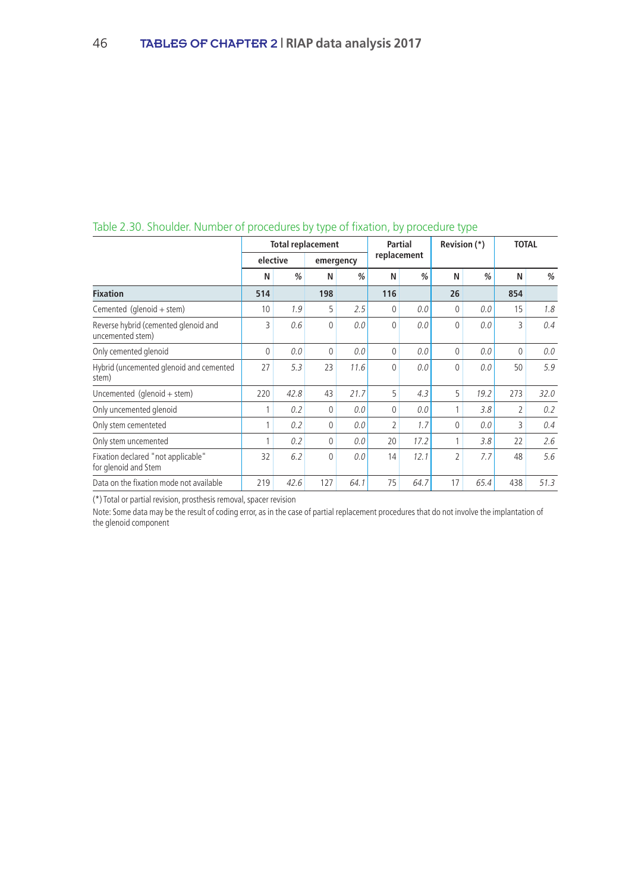Table 2.30. Shoulder. Number of procedures by type of fixation, by procedure type

| | Total replacement | | | | Partial replacement | | Revision (*) | | TOTAL | |
|---|---|---|---|---|---|---|---|---|---|---|
| | elective | | emergency | | | | | | | |
| | N | % | N | % | N | % | N | % | N | % |
| **Fixation** | **514** | | **198** | | **116** | | **26** | | **854** | |
| Cemented (glenoid + stem) | 10 | *1.9* | 5 | *2.5* | 0 | *0.0* | 0 | *0.0* | 15 | *1.8* |
| Reverse hybrid (cemented glenoid and uncemented stem) | 3 | *0.6* | 0 | *0.0* | 0 | *0.0* | 0 | *0.0* | 3 | *0.4* |
| Only cemented glenoid | 0 | *0.0* | 0 | *0.0* | 0 | *0.0* | 0 | *0.0* | 0 | *0.0* |
| Hybrid (uncemented glenoid and cemented stem) | 27 | *5.3* | 23 | *11.6* | 0 | *0.0* | 0 | *0.0* | 50 | *5.9* |
| Uncemented (glenoid + stem) | 220 | *42.8* | 43 | *21.7* | 5 | *4.3* | 5 | *19.2* | 273 | *32.0* |
| Only uncemented glenoid | 1 | *0.2* | 0 | *0.0* | 0 | *0.0* | 1 | *3.8* | 2 | *0.2* |
| Only stem cementeted | 1 | *0.2* | 0 | *0.0* | 2 | *1.7* | 0 | *0.0* | 3 | *0.4* |
| Only stem uncemented | 1 | *0.2* | 0 | *0.0* | 20 | *17.2* | 1 | *3.8* | 22 | *2.6* |
| Fixation declared "not applicable" for glenoid and Stem | 32 | *6.2* | 0 | *0.0* | 14 | *12.1* | 2 | *7.7* | 48 | *5.6* |
| Data on the fixation mode not available | 219 | *42.6* | 127 | *64.1* | 75 | *64.7* | 17 | *65.4* | 438 | *51.3* |

(*) Total or partial revision, prosthesis removal, spacer revision

Note: Some data may be the result of coding error, as in the case of partial replacement procedures that do not involve the implantation of the glenoid component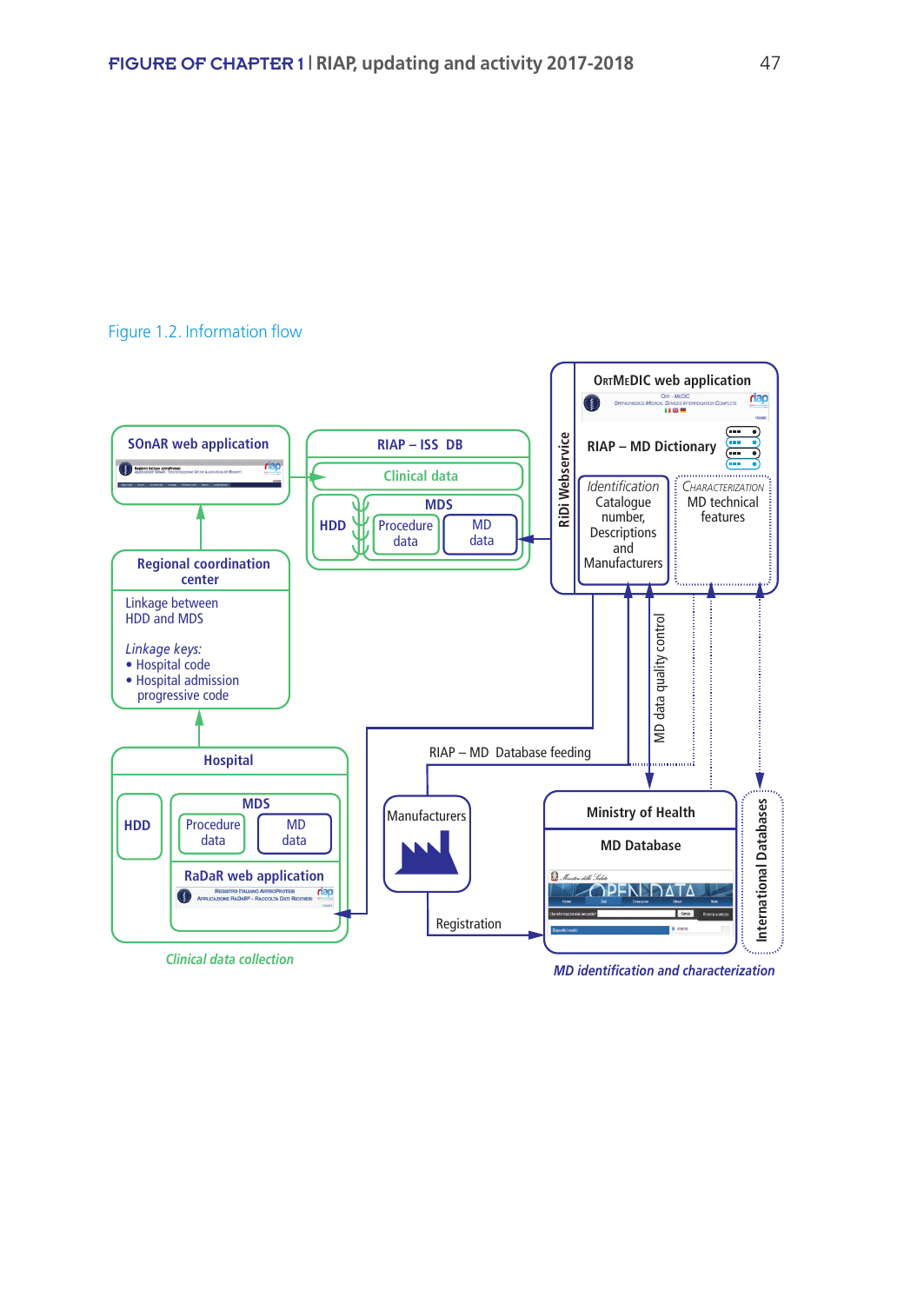Figure 1.2. Information flow

SOnAR web application

Regional coordination center

Linkage between HDD and MDS

*Linkage keys:*
- Hospital code
- Hospital admission progressive code

Hospital

HDD

MDS

Procedure data

MD data

RaDaR web application

*Clinical data collection*

RIAP – ISS DB

Clinical data

HDD

MDS

Procedure data

MD data

RiDi Webservice

ORTMEDIC web application

RIAP – MD Dictionary

*Identification*
Catalogue number, Descriptions and Manufacturers

CHARACTERIZATION
MD technical features

MD data quality control

RIAP – MD Database feeding

Manufacturers

Registration

Ministry of Health

MD Database

International Databases

*MD identification and characterization*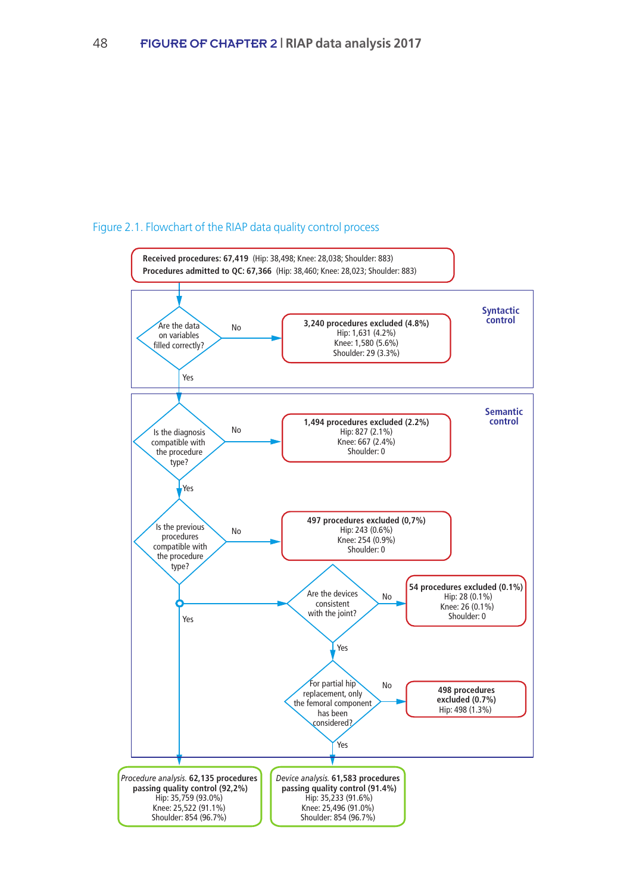Figure 2.1. Flowchart of the RIAP data quality control process

**Received procedures: 67,419** (Hip: 38,498; Knee: 28,038; Shoulder: 883)
**Procedures admitted to QC: 67,366** (Hip: 38,460; Knee: 28,023; Shoulder: 883)

**Syntactic control**

- Are the data on variables filled correctly?
  - No → **3,240 procedures excluded (4.8%)** Hip: 1,631 (4.2%) Knee: 1,580 (5.6%) Shoulder: 29 (3.3%)
  - Yes → Semantic control

**Semantic control**

- Is the diagnosis compatible with the procedure type?
  - No → **1,494 procedures excluded (2.2%)** Hip: 827 (2.1%) Knee: 667 (2.4%) Shoulder: 0
  - Yes ↓
- Is the previous procedures compatible with the procedure type?
  - No → **497 procedures excluded (0,7%)** Hip: 243 (0.6%) Knee: 254 (0.9%) Shoulder: 0
  - Yes → Procedure analysis; and → Are the devices consistent with the joint?
- Are the devices consistent with the joint?
  - No → **54 procedures excluded (0.1%)** Hip: 28 (0.1%) Knee: 26 (0.1%) Shoulder: 0
  - Yes ↓
- For partial hip replacement, only the femoral component has been considered?
  - No → **498 procedures excluded (0.7%)** Hip: 498 (1.3%)
  - Yes → Device analysis

*Procedure analysis.* **62,135 procedures passing quality control (92,2%)** Hip: 35,759 (93.0%) Knee: 25,522 (91.1%) Shoulder: 854 (96.7%)

*Device analysis.* **61,583 procedures passing quality control (91.4%)** Hip: 35,233 (91.6%) Knee: 25,496 (91.0%) Shoulder: 854 (96.7%)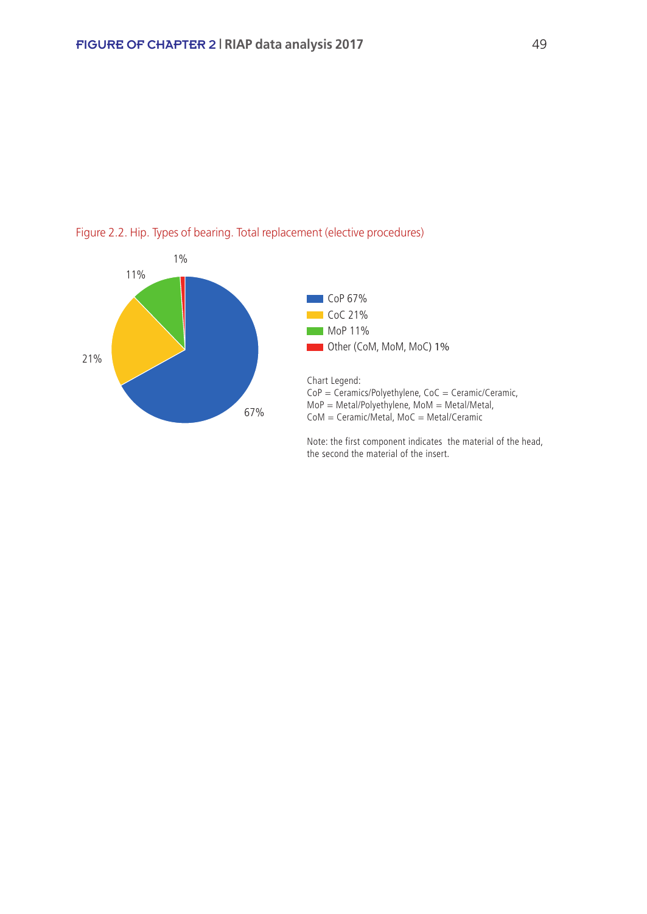Figure 2.2. Hip. Types of bearing. Total replacement (elective procedures)

1%

11%

21%

67%

- CoP 67%
- CoC 21%
- MoP 11%
- Other (CoM, MoM, MoC) 1%

Chart Legend:
CoP = Ceramics/Polyethylene, CoC = Ceramic/Ceramic,
MoP = Metal/Polyethylene, MoM = Metal/Metal,
CoM = Ceramic/Metal, MoC = Metal/Ceramic

Note: the first component indicates the material of the head, the second the material of the insert.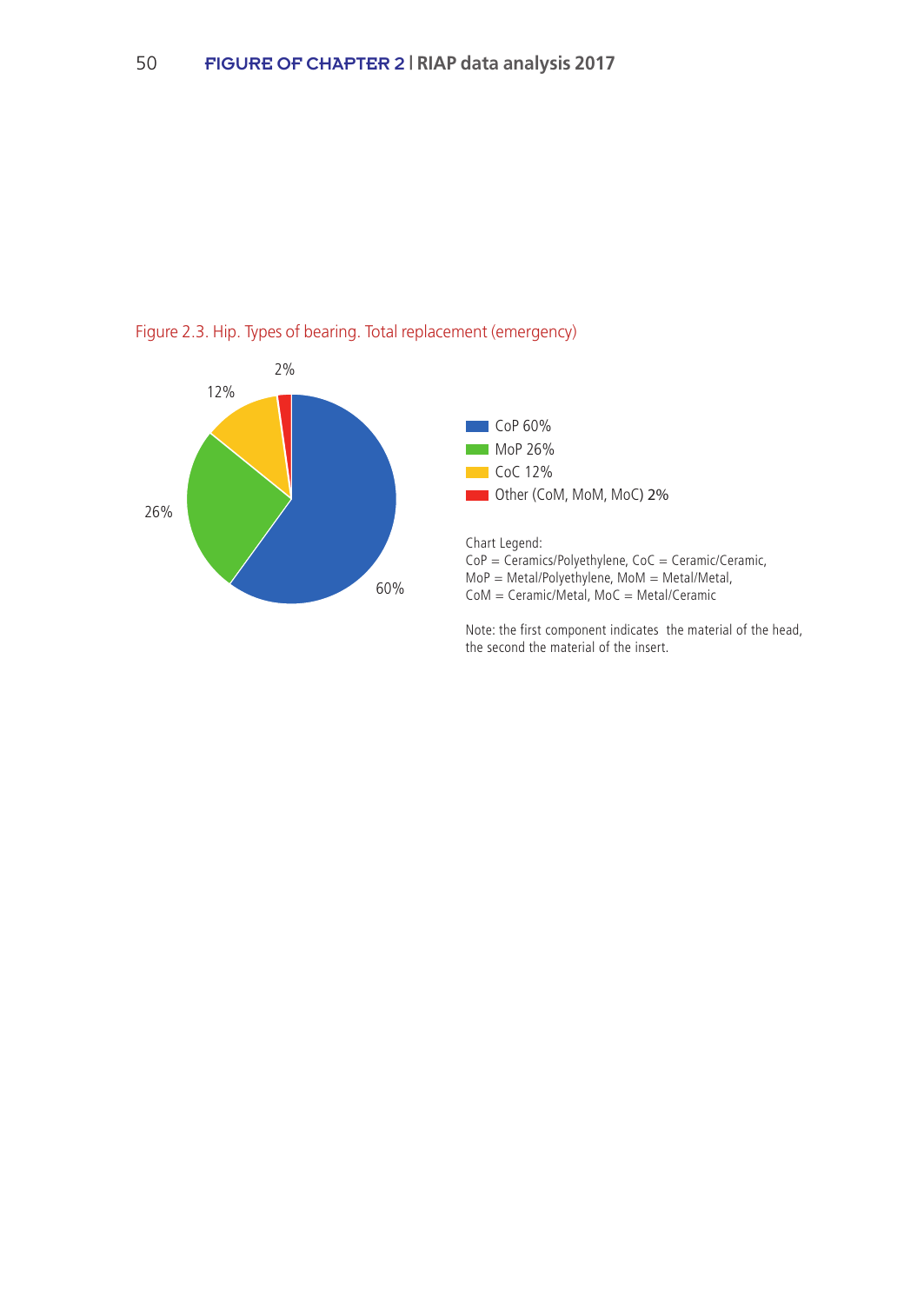Figure 2.3. Hip. Types of bearing. Total replacement (emergency)

- CoP 60%
- MoP 26%
- CoC 12%
- Other (CoM, MoM, MoC) 2%

Chart Legend:
CoP = Ceramics/Polyethylene, CoC = Ceramic/Ceramic,
MoP = Metal/Polyethylene, MoM = Metal/Metal,
CoM = Ceramic/Metal, MoC = Metal/Ceramic

Note: the first component indicates the material of the head, the second the material of the insert.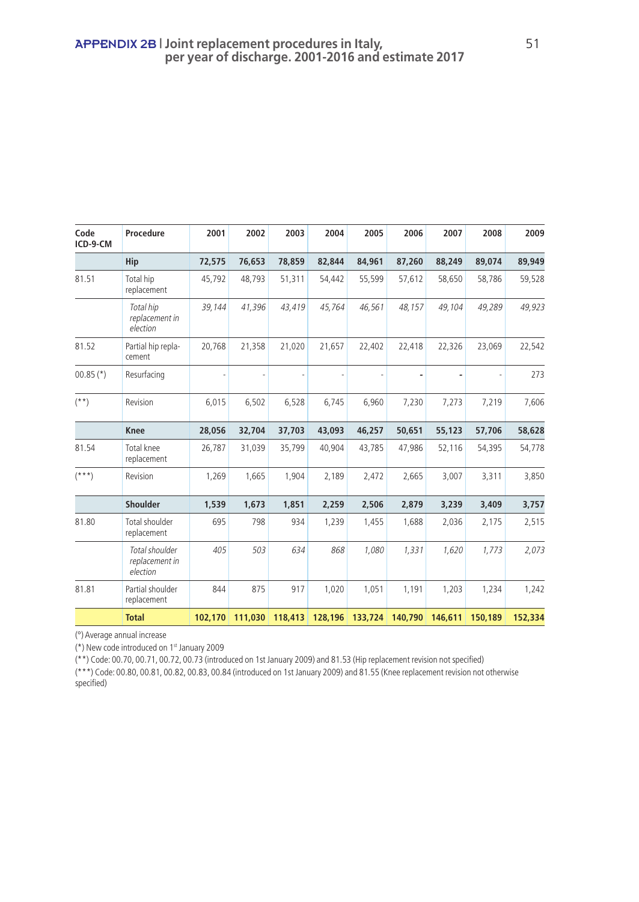# APPENDIX 2B | Joint replacement procedures in Italy, per year of discharge. 2001-2016 and estimate 2017

| Code ICD-9-CM | Procedure | 2001 | 2002 | 2003 | 2004 | 2005 | 2006 | 2007 | 2008 | 2009 |
|---|---|---|---|---|---|---|---|---|---|---|
| | **Hip** | **72,575** | **76,653** | **78,859** | **82,844** | **84,961** | **87,260** | **88,249** | **89,074** | **89,949** |
| 81.51 | Total hip replacement | 45,792 | 48,793 | 51,311 | 54,442 | 55,599 | 57,612 | 58,650 | 58,786 | 59,528 |
| | *Total hip replacement in election* | *39,144* | *41,396* | *43,419* | *45,764* | *46,561* | *48,157* | *49,104* | *49,289* | *49,923* |
| 81.52 | Partial hip repla-cement | 20,768 | 21,358 | 21,020 | 21,657 | 22,402 | 22,418 | 22,326 | 23,069 | 22,542 |
| 00.85 (*) | Resurfacing | - | - | - | - | - | - | - | - | 273 |
| (**) | Revision | 6,015 | 6,502 | 6,528 | 6,745 | 6,960 | 7,230 | 7,273 | 7,219 | 7,606 |
| | **Knee** | **28,056** | **32,704** | **37,703** | **43,093** | **46,257** | **50,651** | **55,123** | **57,706** | **58,628** |
| 81.54 | Total knee replacement | 26,787 | 31,039 | 35,799 | 40,904 | 43,785 | 47,986 | 52,116 | 54,395 | 54,778 |
| (***) | Revision | 1,269 | 1,665 | 1,904 | 2,189 | 2,472 | 2,665 | 3,007 | 3,311 | 3,850 |
| | **Shoulder** | **1,539** | **1,673** | **1,851** | **2,259** | **2,506** | **2,879** | **3,239** | **3,409** | **3,757** |
| 81.80 | Total shoulder replacement | 695 | 798 | 934 | 1,239 | 1,455 | 1,688 | 2,036 | 2,175 | 2,515 |
| | *Total shoulder replacement in election* | *405* | *503* | *634* | *868* | *1,080* | *1,331* | *1,620* | *1,773* | *2,073* |
| 81.81 | Partial shoulder replacement | 844 | 875 | 917 | 1,020 | 1,051 | 1,191 | 1,203 | 1,234 | 1,242 |
| | **Total** | **102,170** | **111,030** | **118,413** | **128,196** | **133,724** | **140,790** | **146,611** | **150,189** | **152,334** |

(°) Average annual increase

(*) New code introduced on 1st January 2009

(**) Code: 00.70, 00.71, 00.72, 00.73 (introduced on 1st January 2009) and 81.53 (Hip replacement revision not specified)

(***) Code: 00.80, 00.81, 00.82, 00.83, 00.84 (introduced on 1st January 2009) and 81.55 (Knee replacement revision not otherwise specified)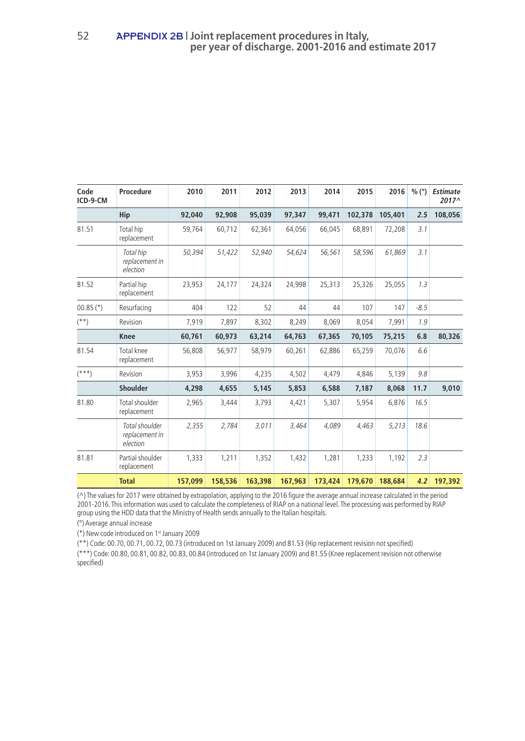## APPENDIX 2B | Joint replacement procedures in Italy, per year of discharge. 2001-2016 and estimate 2017

| Code ICD-9-CM | Procedure | 2010 | 2011 | 2012 | 2013 | 2014 | 2015 | 2016 | % (°) | *Estimate 2017^* |
|---|---|---|---|---|---|---|---|---|---|---|
| | **Hip** | **92,040** | **92,908** | **95,039** | **97,347** | **99,471** | **102,378** | **105,401** | ***2.5*** | **108,056** |
| 81.51 | Total hip replacement | 59,764 | 60,712 | 62,361 | 64,056 | 66,045 | 68,891 | 72,208 | *3.1* | |
| | *Total hip replacement in election* | *50,394* | *51,422* | *52,940* | *54,624* | *56,561* | *58,596* | *61,869* | *3.1* | |
| 81.52 | Partial hip replacement | 23,953 | 24,177 | 24,324 | 24,998 | 25,313 | 25,326 | 25,055 | *1.3* | |
| 00.85 (*) | Resurfacing | 404 | 122 | 52 | 44 | 44 | 107 | 147 | *-8.5* | |
| (**) | Revision | 7,919 | 7,897 | 8,302 | 8,249 | 8,069 | 8,054 | 7,991 | *1.9* | |
| | **Knee** | **60,761** | **60,973** | **63,214** | **64,763** | **67,365** | **70,105** | **75,215** | **6.8** | **80,326** |
| 81.54 | Total knee replacement | 56,808 | 56,977 | 58,979 | 60,261 | 62,886 | 65,259 | 70,076 | *6.6* | |
| (***) | Revision | 3,953 | 3,996 | 4,235 | 4,502 | 4,479 | 4,846 | 5,139 | *9.8* | |
| | **Shoulder** | **4,298** | **4,655** | **5,145** | **5,853** | **6,588** | **7,187** | **8,068** | **11.7** | **9,010** |
| 81.80 | Total shoulder replacement | 2,965 | 3,444 | 3,793 | 4,421 | 5,307 | 5,954 | 6,876 | *16.5* | |
| | *Total shoulder replacement in election* | *2,355* | *2,784* | *3,011* | *3,464* | *4,089* | *4,463* | *5,213* | *18.6* | |
| 81.81 | Partial shoulder replacement | 1,333 | 1,211 | 1,352 | 1,432 | 1,281 | 1,233 | 1,192 | *2.3* | |
| | **Total** | **157,099** | **158,536** | **163,398** | **167,963** | **173,424** | **179,670** | **188,684** | ***4.2*** | **197,392** |

(^) The values for 2017 were obtained by extrapolation, applying to the 2016 figure the average annual increase calculated in the period 2001-2016. This information was used to calculate the completeness of RIAP on a national level. The processing was performed by RIAP group using the HDD data that the Ministry of Health sends annually to the Italian hospitals.

(°) Average annual increase

(*) New code introduced on 1st January 2009

(**) Code: 00.70, 00.71, 00.72, 00.73 (introduced on 1st January 2009) and 81.53 (Hip replacement revision not specified)

(***) Code: 00.80, 00.81, 00.82, 00.83, 00.84 (introduced on 1st January 2009) and 81.55 (Knee replacement revision not otherwise specified)